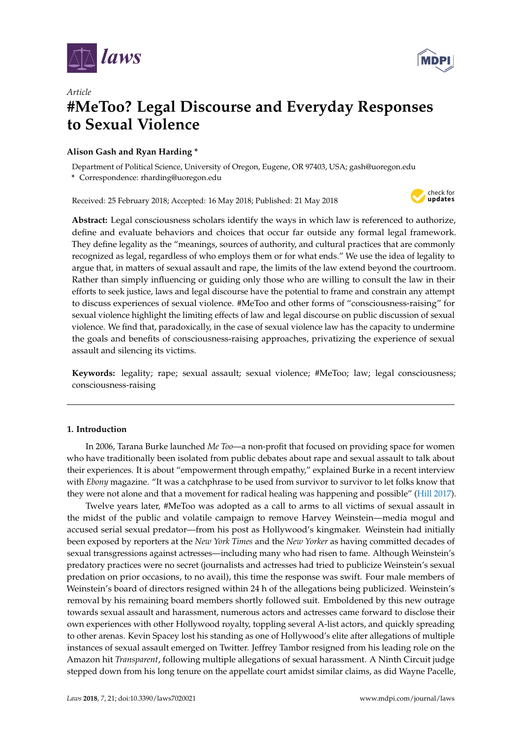*laws*

Article

# #MeToo? Legal Discourse and Everyday Responses to Sexual Violence

**Alison Gash and Ryan Harding ***

Department of Political Science, University of Oregon, Eugene, OR 97403, USA; gash@uoregon.edu

* Correspondence: rharding@uoregon.edu

Received: 25 February 2018; Accepted: 16 May 2018; Published: 21 May 2018

**Abstract:** Legal consciousness scholars identify the ways in which law is referenced to authorize, define and evaluate behaviors and choices that occur far outside any formal legal framework. They define legality as the "meanings, sources of authority, and cultural practices that are commonly recognized as legal, regardless of who employs them or for what ends." We use the idea of legality to argue that, in matters of sexual assault and rape, the limits of the law extend beyond the courtroom. Rather than simply influencing or guiding only those who are willing to consult the law in their efforts to seek justice, laws and legal discourse have the potential to frame and constrain any attempt to discuss experiences of sexual violence. #MeToo and other forms of "consciousness-raising" for sexual violence highlight the limiting effects of law and legal discourse on public discussion of sexual violence. We find that, paradoxically, in the case of sexual violence law has the capacity to undermine the goals and benefits of consciousness-raising approaches, privatizing the experience of sexual assault and silencing its victims.

**Keywords:** legality; rape; sexual assault; sexual violence; #MeToo; law; legal consciousness; consciousness-raising

## 1. Introduction

In 2006, Tarana Burke launched *Me Too*—a non-profit that focused on providing space for women who have traditionally been isolated from public debates about rape and sexual assault to talk about their experiences. It is about "empowerment through empathy," explained Burke in a recent interview with *Ebony* magazine. "It was a catchphrase to be used from survivor to survivor to let folks know that they were not alone and that a movement for radical healing was happening and possible" (Hill 2017).

Twelve years later, #MeToo was adopted as a call to arms to all victims of sexual assault in the midst of the public and volatile campaign to remove Harvey Weinstein—media mogul and accused serial sexual predator—from his post as Hollywood's kingmaker. Weinstein had initially been exposed by reporters at the *New York Times* and the *New Yorker* as having committed decades of sexual transgressions against actresses—including many who had risen to fame. Although Weinstein's predatory practices were no secret (journalists and actresses had tried to publicize Weinstein's sexual predation on prior occasions, to no avail), this time the response was swift. Four male members of Weinstein's board of directors resigned within 24 h of the allegations being publicized. Weinstein's removal by his remaining board members shortly followed suit. Emboldened by this new outrage towards sexual assault and harassment, numerous actors and actresses came forward to disclose their own experiences with other Hollywood royalty, toppling several A-list actors, and quickly spreading to other arenas. Kevin Spacey lost his standing as one of Hollywood's elite after allegations of multiple instances of sexual assault emerged on Twitter. Jeffrey Tambor resigned from his leading role on the Amazon hit *Transparent*, following multiple allegations of sexual harassment. A Ninth Circuit judge stepped down from his long tenure on the appellate court amidst similar claims, as did Wayne Pacelle,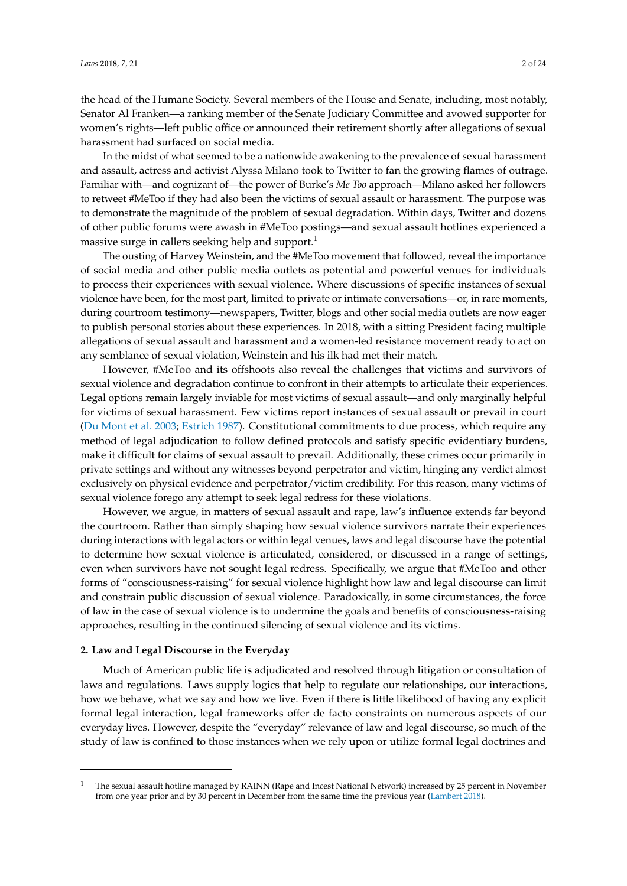the head of the Humane Society. Several members of the House and Senate, including, most notably, Senator Al Franken—a ranking member of the Senate Judiciary Committee and avowed supporter for women's rights—left public office or announced their retirement shortly after allegations of sexual harassment had surfaced on social media.

In the midst of what seemed to be a nationwide awakening to the prevalence of sexual harassment and assault, actress and activist Alyssa Milano took to Twitter to fan the growing flames of outrage. Familiar with—and cognizant of—the power of Burke's *Me Too* approach—Milano asked her followers to retweet #MeToo if they had also been the victims of sexual assault or harassment. The purpose was to demonstrate the magnitude of the problem of sexual degradation. Within days, Twitter and dozens of other public forums were awash in #MeToo postings—and sexual assault hotlines experienced a massive surge in callers seeking help and support.[1]

The ousting of Harvey Weinstein, and the #MeToo movement that followed, reveal the importance of social media and other public media outlets as potential and powerful venues for individuals to process their experiences with sexual violence. Where discussions of specific instances of sexual violence have been, for the most part, limited to private or intimate conversations—or, in rare moments, during courtroom testimony—newspapers, Twitter, blogs and other social media outlets are now eager to publish personal stories about these experiences. In 2018, with a sitting President facing multiple allegations of sexual assault and harassment and a women-led resistance movement ready to act on any semblance of sexual violation, Weinstein and his ilk had met their match.

However, #MeToo and its offshoots also reveal the challenges that victims and survivors of sexual violence and degradation continue to confront in their attempts to articulate their experiences. Legal options remain largely inviable for most victims of sexual assault—and only marginally helpful for victims of sexual harassment. Few victims report instances of sexual assault or prevail in court (Du Mont et al. 2003; Estrich 1987). Constitutional commitments to due process, which require any method of legal adjudication to follow defined protocols and satisfy specific evidentiary burdens, make it difficult for claims of sexual assault to prevail. Additionally, these crimes occur primarily in private settings and without any witnesses beyond perpetrator and victim, hinging any verdict almost exclusively on physical evidence and perpetrator/victim credibility. For this reason, many victims of sexual violence forego any attempt to seek legal redress for these violations.

However, we argue, in matters of sexual assault and rape, law's influence extends far beyond the courtroom. Rather than simply shaping how sexual violence survivors narrate their experiences during interactions with legal actors or within legal venues, laws and legal discourse have the potential to determine how sexual violence is articulated, considered, or discussed in a range of settings, even when survivors have not sought legal redress. Specifically, we argue that #MeToo and other forms of "consciousness-raising" for sexual violence highlight how law and legal discourse can limit and constrain public discussion of sexual violence. Paradoxically, in some circumstances, the force of law in the case of sexual violence is to undermine the goals and benefits of consciousness-raising approaches, resulting in the continued silencing of sexual violence and its victims.

## 2. Law and Legal Discourse in the Everyday

Much of American public life is adjudicated and resolved through litigation or consultation of laws and regulations. Laws supply logics that help to regulate our relationships, our interactions, how we behave, what we say and how we live. Even if there is little likelihood of having any explicit formal legal interaction, legal frameworks offer de facto constraints on numerous aspects of our everyday lives. However, despite the "everyday" relevance of law and legal discourse, so much of the study of law is confined to those instances when we rely upon or utilize formal legal doctrines and

[1] The sexual assault hotline managed by RAINN (Rape and Incest National Network) increased by 25 percent in November from one year prior and by 30 percent in December from the same time the previous year (Lambert 2018).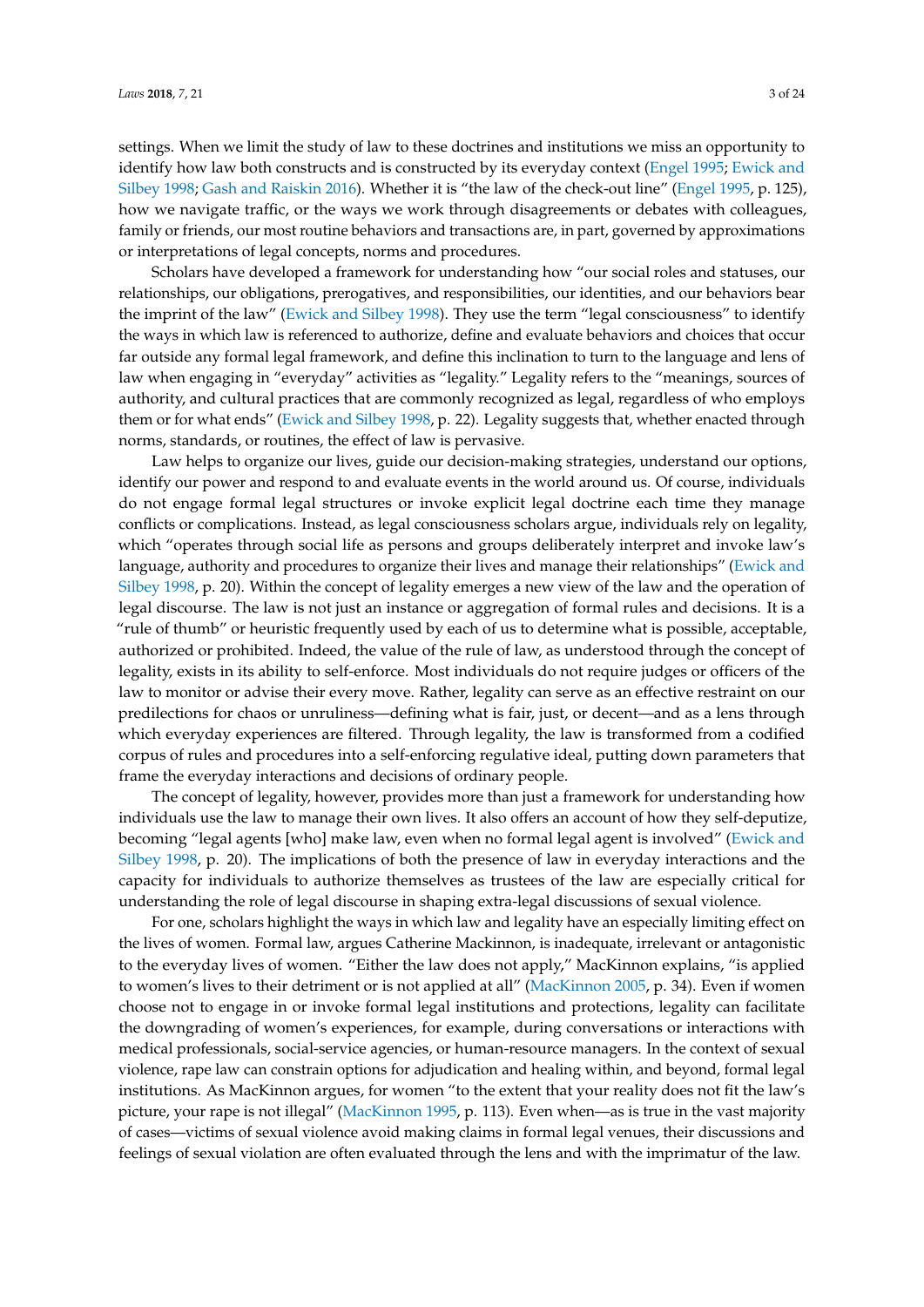settings. When we limit the study of law to these doctrines and institutions we miss an opportunity to identify how law both constructs and is constructed by its everyday context (Engel 1995; Ewick and Silbey 1998; Gash and Raiskin 2016). Whether it is "the law of the check-out line" (Engel 1995, p. 125), how we navigate traffic, or the ways we work through disagreements or debates with colleagues, family or friends, our most routine behaviors and transactions are, in part, governed by approximations or interpretations of legal concepts, norms and procedures.

Scholars have developed a framework for understanding how "our social roles and statuses, our relationships, our obligations, prerogatives, and responsibilities, our identities, and our behaviors bear the imprint of the law" (Ewick and Silbey 1998). They use the term "legal consciousness" to identify the ways in which law is referenced to authorize, define and evaluate behaviors and choices that occur far outside any formal legal framework, and define this inclination to turn to the language and lens of law when engaging in "everyday" activities as "legality." Legality refers to the "meanings, sources of authority, and cultural practices that are commonly recognized as legal, regardless of who employs them or for what ends" (Ewick and Silbey 1998, p. 22). Legality suggests that, whether enacted through norms, standards, or routines, the effect of law is pervasive.

Law helps to organize our lives, guide our decision-making strategies, understand our options, identify our power and respond to and evaluate events in the world around us. Of course, individuals do not engage formal legal structures or invoke explicit legal doctrine each time they manage conflicts or complications. Instead, as legal consciousness scholars argue, individuals rely on legality, which "operates through social life as persons and groups deliberately interpret and invoke law's language, authority and procedures to organize their lives and manage their relationships" (Ewick and Silbey 1998, p. 20). Within the concept of legality emerges a new view of the law and the operation of legal discourse. The law is not just an instance or aggregation of formal rules and decisions. It is a "rule of thumb" or heuristic frequently used by each of us to determine what is possible, acceptable, authorized or prohibited. Indeed, the value of the rule of law, as understood through the concept of legality, exists in its ability to self-enforce. Most individuals do not require judges or officers of the law to monitor or advise their every move. Rather, legality can serve as an effective restraint on our predilections for chaos or unruliness—defining what is fair, just, or decent—and as a lens through which everyday experiences are filtered. Through legality, the law is transformed from a codified corpus of rules and procedures into a self-enforcing regulative ideal, putting down parameters that frame the everyday interactions and decisions of ordinary people.

The concept of legality, however, provides more than just a framework for understanding how individuals use the law to manage their own lives. It also offers an account of how they self-deputize, becoming "legal agents [who] make law, even when no formal legal agent is involved" (Ewick and Silbey 1998, p. 20). The implications of both the presence of law in everyday interactions and the capacity for individuals to authorize themselves as trustees of the law are especially critical for understanding the role of legal discourse in shaping extra-legal discussions of sexual violence.

For one, scholars highlight the ways in which law and legality have an especially limiting effect on the lives of women. Formal law, argues Catherine Mackinnon, is inadequate, irrelevant or antagonistic to the everyday lives of women. "Either the law does not apply," MacKinnon explains, "is applied to women's lives to their detriment or is not applied at all" (MacKinnon 2005, p. 34). Even if women choose not to engage in or invoke formal legal institutions and protections, legality can facilitate the downgrading of women's experiences, for example, during conversations or interactions with medical professionals, social-service agencies, or human-resource managers. In the context of sexual violence, rape law can constrain options for adjudication and healing within, and beyond, formal legal institutions. As MacKinnon argues, for women "to the extent that your reality does not fit the law's picture, your rape is not illegal" (MacKinnon 1995, p. 113). Even when—as is true in the vast majority of cases—victims of sexual violence avoid making claims in formal legal venues, their discussions and feelings of sexual violation are often evaluated through the lens and with the imprimatur of the law.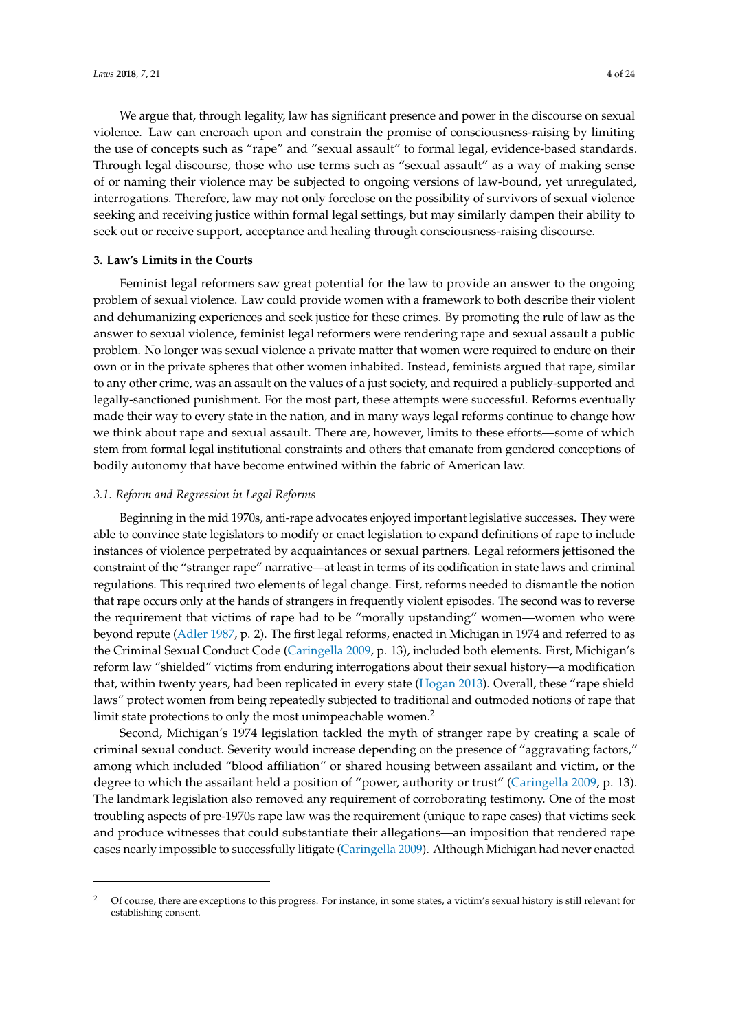We argue that, through legality, law has significant presence and power in the discourse on sexual violence. Law can encroach upon and constrain the promise of consciousness-raising by limiting the use of concepts such as "rape" and "sexual assault" to formal legal, evidence-based standards. Through legal discourse, those who use terms such as "sexual assault" as a way of making sense of or naming their violence may be subjected to ongoing versions of law-bound, yet unregulated, interrogations. Therefore, law may not only foreclose on the possibility of survivors of sexual violence seeking and receiving justice within formal legal settings, but may similarly dampen their ability to seek out or receive support, acceptance and healing through consciousness-raising discourse.

## 3. Law's Limits in the Courts

Feminist legal reformers saw great potential for the law to provide an answer to the ongoing problem of sexual violence. Law could provide women with a framework to both describe their violent and dehumanizing experiences and seek justice for these crimes. By promoting the rule of law as the answer to sexual violence, feminist legal reformers were rendering rape and sexual assault a public problem. No longer was sexual violence a private matter that women were required to endure on their own or in the private spheres that other women inhabited. Instead, feminists argued that rape, similar to any other crime, was an assault on the values of a just society, and required a publicly-supported and legally-sanctioned punishment. For the most part, these attempts were successful. Reforms eventually made their way to every state in the nation, and in many ways legal reforms continue to change how we think about rape and sexual assault. There are, however, limits to these efforts—some of which stem from formal legal institutional constraints and others that emanate from gendered conceptions of bodily autonomy that have become entwined within the fabric of American law.

### *3.1. Reform and Regression in Legal Reforms*

Beginning in the mid 1970s, anti-rape advocates enjoyed important legislative successes. They were able to convince state legislators to modify or enact legislation to expand definitions of rape to include instances of violence perpetrated by acquaintances or sexual partners. Legal reformers jettisoned the constraint of the "stranger rape" narrative—at least in terms of its codification in state laws and criminal regulations. This required two elements of legal change. First, reforms needed to dismantle the notion that rape occurs only at the hands of strangers in frequently violent episodes. The second was to reverse the requirement that victims of rape had to be "morally upstanding" women—women who were beyond repute (Adler 1987, p. 2). The first legal reforms, enacted in Michigan in 1974 and referred to as the Criminal Sexual Conduct Code (Caringella 2009, p. 13), included both elements. First, Michigan's reform law "shielded" victims from enduring interrogations about their sexual history—a modification that, within twenty years, had been replicated in every state (Hogan 2013). Overall, these "rape shield laws" protect women from being repeatedly subjected to traditional and outmoded notions of rape that limit state protections to only the most unimpeachable women.[2]

Second, Michigan's 1974 legislation tackled the myth of stranger rape by creating a scale of criminal sexual conduct. Severity would increase depending on the presence of "aggravating factors," among which included "blood affiliation" or shared housing between assailant and victim, or the degree to which the assailant held a position of "power, authority or trust" (Caringella 2009, p. 13). The landmark legislation also removed any requirement of corroborating testimony. One of the most troubling aspects of pre-1970s rape law was the requirement (unique to rape cases) that victims seek and produce witnesses that could substantiate their allegations—an imposition that rendered rape cases nearly impossible to successfully litigate (Caringella 2009). Although Michigan had never enacted

---

[2] Of course, there are exceptions to this progress. For instance, in some states, a victim's sexual history is still relevant for establishing consent.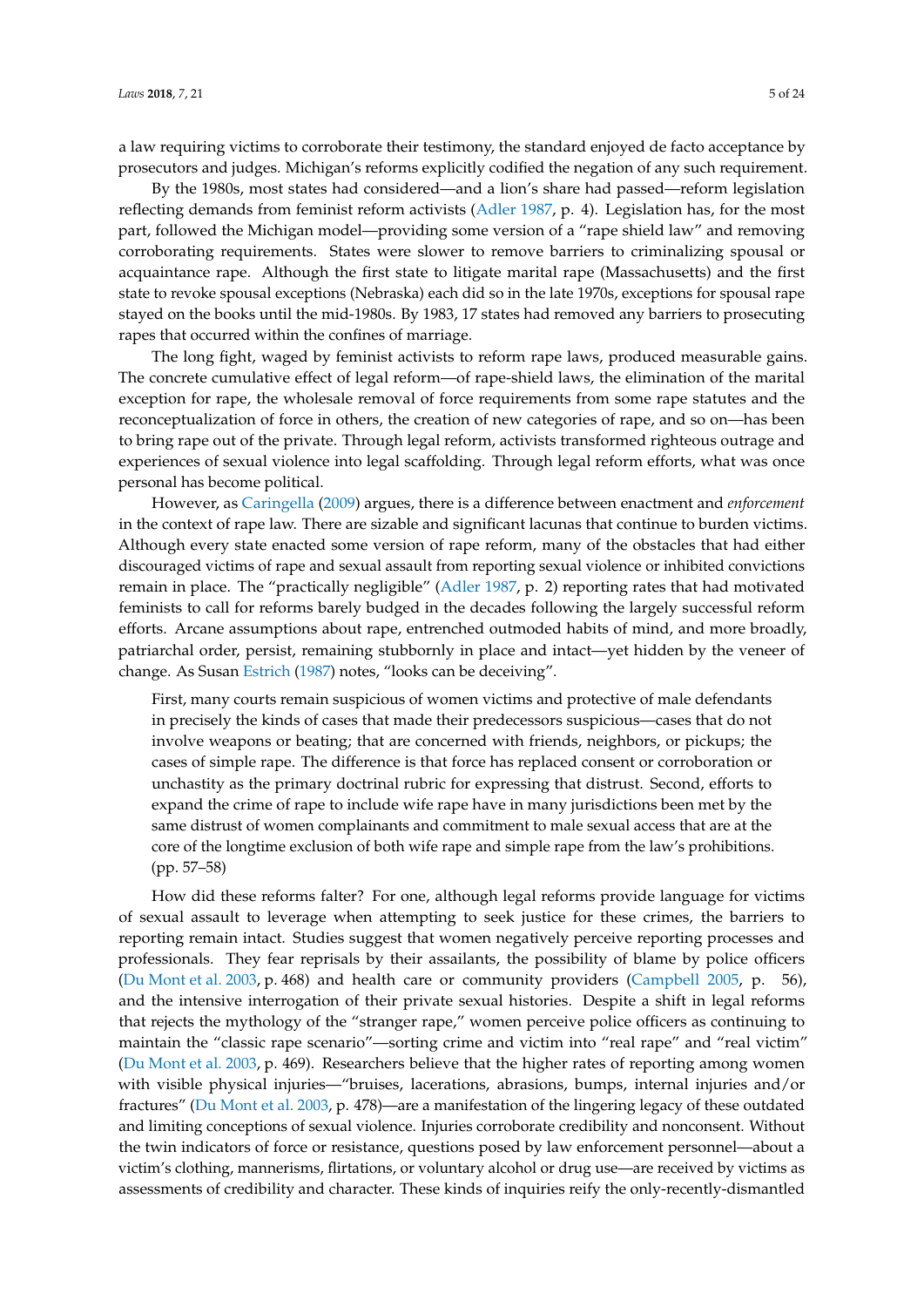a law requiring victims to corroborate their testimony, the standard enjoyed de facto acceptance by prosecutors and judges. Michigan's reforms explicitly codified the negation of any such requirement.

By the 1980s, most states had considered—and a lion's share had passed—reform legislation reflecting demands from feminist reform activists (Adler 1987, p. 4). Legislation has, for the most part, followed the Michigan model—providing some version of a "rape shield law" and removing corroborating requirements. States were slower to remove barriers to criminalizing spousal or acquaintance rape. Although the first state to litigate marital rape (Massachusetts) and the first state to revoke spousal exceptions (Nebraska) each did so in the late 1970s, exceptions for spousal rape stayed on the books until the mid-1980s. By 1983, 17 states had removed any barriers to prosecuting rapes that occurred within the confines of marriage.

The long fight, waged by feminist activists to reform rape laws, produced measurable gains. The concrete cumulative effect of legal reform—of rape-shield laws, the elimination of the marital exception for rape, the wholesale removal of force requirements from some rape statutes and the reconceptualization of force in others, the creation of new categories of rape, and so on—has been to bring rape out of the private. Through legal reform, activists transformed righteous outrage and experiences of sexual violence into legal scaffolding. Through legal reform efforts, what was once personal has become political.

However, as Caringella (2009) argues, there is a difference between enactment and *enforcement* in the context of rape law. There are sizable and significant lacunas that continue to burden victims. Although every state enacted some version of rape reform, many of the obstacles that had either discouraged victims of rape and sexual assault from reporting sexual violence or inhibited convictions remain in place. The "practically negligible" (Adler 1987, p. 2) reporting rates that had motivated feminists to call for reforms barely budged in the decades following the largely successful reform efforts. Arcane assumptions about rape, entrenched outmoded habits of mind, and more broadly, patriarchal order, persist, remaining stubbornly in place and intact—yet hidden by the veneer of change. As Susan Estrich (1987) notes, "looks can be deceiving".

> First, many courts remain suspicious of women victims and protective of male defendants in precisely the kinds of cases that made their predecessors suspicious—cases that do not involve weapons or beating; that are concerned with friends, neighbors, or pickups; the cases of simple rape. The difference is that force has replaced consent or corroboration or unchastity as the primary doctrinal rubric for expressing that distrust. Second, efforts to expand the crime of rape to include wife rape have in many jurisdictions been met by the same distrust of women complainants and commitment to male sexual access that are at the core of the longtime exclusion of both wife rape and simple rape from the law's prohibitions. (pp. 57–58)

How did these reforms falter? For one, although legal reforms provide language for victims of sexual assault to leverage when attempting to seek justice for these crimes, the barriers to reporting remain intact. Studies suggest that women negatively perceive reporting processes and professionals. They fear reprisals by their assailants, the possibility of blame by police officers (Du Mont et al. 2003, p. 468) and health care or community providers (Campbell 2005, p. 56), and the intensive interrogation of their private sexual histories. Despite a shift in legal reforms that rejects the mythology of the "stranger rape," women perceive police officers as continuing to maintain the "classic rape scenario"—sorting crime and victim into "real rape" and "real victim" (Du Mont et al. 2003, p. 469). Researchers believe that the higher rates of reporting among women with visible physical injuries—"bruises, lacerations, abrasions, bumps, internal injuries and/or fractures" (Du Mont et al. 2003, p. 478)—are a manifestation of the lingering legacy of these outdated and limiting conceptions of sexual violence. Injuries corroborate credibility and nonconsent. Without the twin indicators of force or resistance, questions posed by law enforcement personnel—about a victim's clothing, mannerisms, flirtations, or voluntary alcohol or drug use—are received by victims as assessments of credibility and character. These kinds of inquiries reify the only-recently-dismantled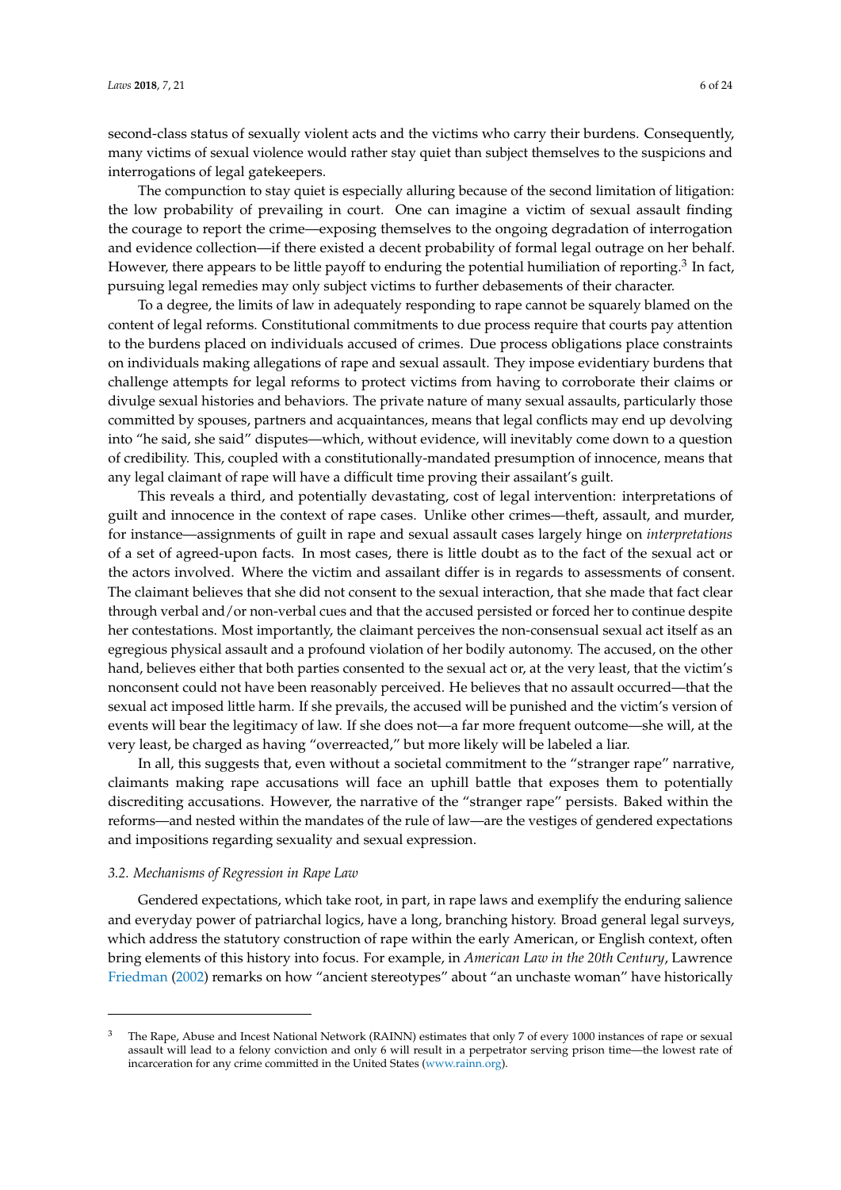second-class status of sexually violent acts and the victims who carry their burdens. Consequently, many victims of sexual violence would rather stay quiet than subject themselves to the suspicions and interrogations of legal gatekeepers.

The compunction to stay quiet is especially alluring because of the second limitation of litigation: the low probability of prevailing in court. One can imagine a victim of sexual assault finding the courage to report the crime—exposing themselves to the ongoing degradation of interrogation and evidence collection—if there existed a decent probability of formal legal outrage on her behalf. However, there appears to be little payoff to enduring the potential humiliation of reporting.[3] In fact, pursuing legal remedies may only subject victims to further debasements of their character.

To a degree, the limits of law in adequately responding to rape cannot be squarely blamed on the content of legal reforms. Constitutional commitments to due process require that courts pay attention to the burdens placed on individuals accused of crimes. Due process obligations place constraints on individuals making allegations of rape and sexual assault. They impose evidentiary burdens that challenge attempts for legal reforms to protect victims from having to corroborate their claims or divulge sexual histories and behaviors. The private nature of many sexual assaults, particularly those committed by spouses, partners and acquaintances, means that legal conflicts may end up devolving into "he said, she said" disputes—which, without evidence, will inevitably come down to a question of credibility. This, coupled with a constitutionally-mandated presumption of innocence, means that any legal claimant of rape will have a difficult time proving their assailant's guilt.

This reveals a third, and potentially devastating, cost of legal intervention: interpretations of guilt and innocence in the context of rape cases. Unlike other crimes—theft, assault, and murder, for instance—assignments of guilt in rape and sexual assault cases largely hinge on *interpretations* of a set of agreed-upon facts. In most cases, there is little doubt as to the fact of the sexual act or the actors involved. Where the victim and assailant differ is in regards to assessments of consent. The claimant believes that she did not consent to the sexual interaction, that she made that fact clear through verbal and/or non-verbal cues and that the accused persisted or forced her to continue despite her contestations. Most importantly, the claimant perceives the non-consensual sexual act itself as an egregious physical assault and a profound violation of her bodily autonomy. The accused, on the other hand, believes either that both parties consented to the sexual act or, at the very least, that the victim's nonconsent could not have been reasonably perceived. He believes that no assault occurred—that the sexual act imposed little harm. If she prevails, the accused will be punished and the victim's version of events will bear the legitimacy of law. If she does not—a far more frequent outcome—she will, at the very least, be charged as having "overreacted," but more likely will be labeled a liar.

In all, this suggests that, even without a societal commitment to the "stranger rape" narrative, claimants making rape accusations will face an uphill battle that exposes them to potentially discrediting accusations. However, the narrative of the "stranger rape" persists. Baked within the reforms—and nested within the mandates of the rule of law—are the vestiges of gendered expectations and impositions regarding sexuality and sexual expression.

### *3.2. Mechanisms of Regression in Rape Law*

Gendered expectations, which take root, in part, in rape laws and exemplify the enduring salience and everyday power of patriarchal logics, have a long, branching history. Broad general legal surveys, which address the statutory construction of rape within the early American, or English context, often bring elements of this history into focus. For example, in *American Law in the 20th Century*, Lawrence Friedman (2002) remarks on how "ancient stereotypes" about "an unchaste woman" have historically

---

[3] The Rape, Abuse and Incest National Network (RAINN) estimates that only 7 of every 1000 instances of rape or sexual assault will lead to a felony conviction and only 6 will result in a perpetrator serving prison time—the lowest rate of incarceration for any crime committed in the United States (www.rainn.org).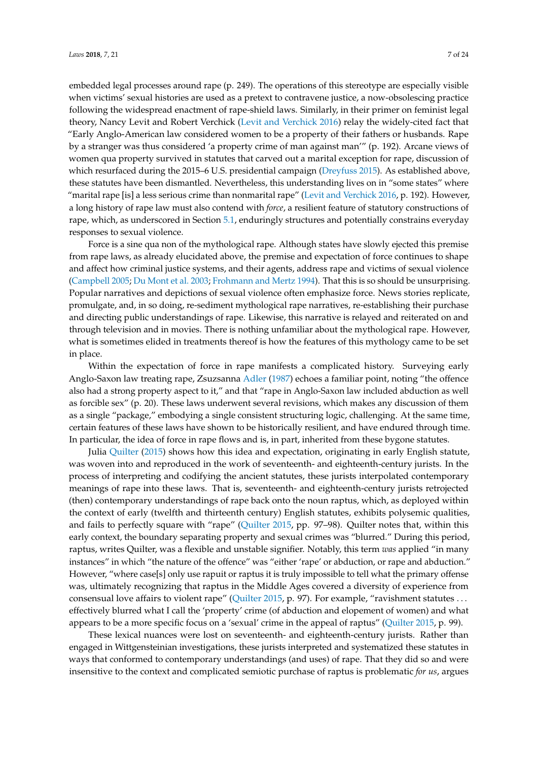embedded legal processes around rape (p. 249). The operations of this stereotype are especially visible when victims' sexual histories are used as a pretext to contravene justice, a now-obsolescing practice following the widespread enactment of rape-shield laws. Similarly, in their primer on feminist legal theory, Nancy Levit and Robert Verchick (Levit and Verchick 2016) relay the widely-cited fact that "Early Anglo-American law considered women to be a property of their fathers or husbands. Rape by a stranger was thus considered 'a property crime of man against man'" (p. 192). Arcane views of women qua property survived in statutes that carved out a marital exception for rape, discussion of which resurfaced during the 2015–6 U.S. presidential campaign (Dreyfuss 2015). As established above, these statutes have been dismantled. Nevertheless, this understanding lives on in "some states" where "marital rape [is] a less serious crime than nonmarital rape" (Levit and Verchick 2016, p. 192). However, a long history of rape law must also contend with *force*, a resilient feature of statutory constructions of rape, which, as underscored in Section 5.1, enduringly structures and potentially constrains everyday responses to sexual violence.

Force is a sine qua non of the mythological rape. Although states have slowly ejected this premise from rape laws, as already elucidated above, the premise and expectation of force continues to shape and affect how criminal justice systems, and their agents, address rape and victims of sexual violence (Campbell 2005; Du Mont et al. 2003; Frohmann and Mertz 1994). That this is so should be unsurprising. Popular narratives and depictions of sexual violence often emphasize force. News stories replicate, promulgate, and, in so doing, re-sediment mythological rape narratives, re-establishing their purchase and directing public understandings of rape. Likewise, this narrative is relayed and reiterated on and through television and in movies. There is nothing unfamiliar about the mythological rape. However, what is sometimes elided in treatments thereof is how the features of this mythology came to be set in place.

Within the expectation of force in rape manifests a complicated history. Surveying early Anglo-Saxon law treating rape, Zsuzsanna Adler (1987) echoes a familiar point, noting "the offence also had a strong property aspect to it," and that "rape in Anglo-Saxon law included abduction as well as forcible sex" (p. 20). These laws underwent several revisions, which makes any discussion of them as a single "package," embodying a single consistent structuring logic, challenging. At the same time, certain features of these laws have shown to be historically resilient, and have endured through time. In particular, the idea of force in rape flows and is, in part, inherited from these bygone statutes.

Julia Quilter (2015) shows how this idea and expectation, originating in early English statute, was woven into and reproduced in the work of seventeenth- and eighteenth-century jurists. In the process of interpreting and codifying the ancient statutes, these jurists interpolated contemporary meanings of rape into these laws. That is, seventeenth- and eighteenth-century jurists retrojected (then) contemporary understandings of rape back onto the noun raptus, which, as deployed within the context of early (twelfth and thirteenth century) English statutes, exhibits polysemic qualities, and fails to perfectly square with "rape" (Quilter 2015, pp. 97–98). Quilter notes that, within this early context, the boundary separating property and sexual crimes was "blurred." During this period, raptus, writes Quilter, was a flexible and unstable signifier. Notably, this term *was* applied "in many instances" in which "the nature of the offence" was "either 'rape' or abduction, or rape and abduction." However, "where case[s] only use rapuit or raptus it is truly impossible to tell what the primary offense was, ultimately recognizing that raptus in the Middle Ages covered a diversity of experience from consensual love affairs to violent rape" (Quilter 2015, p. 97). For example, "ravishment statutes ... effectively blurred what I call the 'property' crime (of abduction and elopement of women) and what appears to be a more specific focus on a 'sexual' crime in the appeal of raptus" (Quilter 2015, p. 99).

These lexical nuances were lost on seventeenth- and eighteenth-century jurists. Rather than engaged in Wittgensteinian investigations, these jurists interpreted and systematized these statutes in ways that conformed to contemporary understandings (and uses) of rape. That they did so and were insensitive to the context and complicated semiotic purchase of raptus is problematic *for us*, argues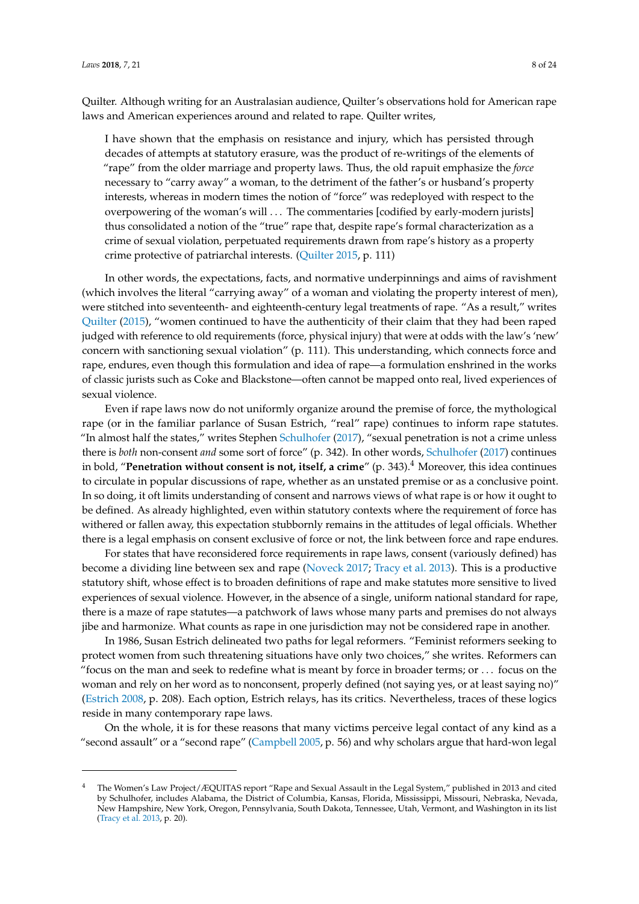Quilter. Although writing for an Australasian audience, Quilter's observations hold for American rape laws and American experiences around and related to rape. Quilter writes,

> I have shown that the emphasis on resistance and injury, which has persisted through decades of attempts at statutory erasure, was the product of re-writings of the elements of "rape" from the older marriage and property laws. Thus, the old rapuit emphasize the *force* necessary to "carry away" a woman, to the detriment of the father's or husband's property interests, whereas in modern times the notion of "force" was redeployed with respect to the overpowering of the woman's will . . . The commentaries [codified by early-modern jurists] thus consolidated a notion of the "true" rape that, despite rape's formal characterization as a crime of sexual violation, perpetuated requirements drawn from rape's history as a property crime protective of patriarchal interests. (Quilter 2015, p. 111)

In other words, the expectations, facts, and normative underpinnings and aims of ravishment (which involves the literal "carrying away" of a woman and violating the property interest of men), were stitched into seventeenth- and eighteenth-century legal treatments of rape. "As a result," writes Quilter (2015), "women continued to have the authenticity of their claim that they had been raped judged with reference to old requirements (force, physical injury) that were at odds with the law's 'new' concern with sanctioning sexual violation" (p. 111). This understanding, which connects force and rape, endures, even though this formulation and idea of rape—a formulation enshrined in the works of classic jurists such as Coke and Blackstone—often cannot be mapped onto real, lived experiences of sexual violence.

Even if rape laws now do not uniformly organize around the premise of force, the mythological rape (or in the familiar parlance of Susan Estrich, "real" rape) continues to inform rape statutes. "In almost half the states," writes Stephen Schulhofer (2017), "sexual penetration is not a crime unless there is *both* non-consent *and* some sort of force" (p. 342). In other words, Schulhofer (2017) continues in bold, "**Penetration without consent is not, itself, a crime**" (p. 343).[4] Moreover, this idea continues to circulate in popular discussions of rape, whether as an unstated premise or as a conclusive point. In so doing, it oft limits understanding of consent and narrows views of what rape is or how it ought to be defined. As already highlighted, even within statutory contexts where the requirement of force has withered or fallen away, this expectation stubbornly remains in the attitudes of legal officials. Whether there is a legal emphasis on consent exclusive of force or not, the link between force and rape endures.

For states that have reconsidered force requirements in rape laws, consent (variously defined) has become a dividing line between sex and rape (Noveck 2017; Tracy et al. 2013). This is a productive statutory shift, whose effect is to broaden definitions of rape and make statutes more sensitive to lived experiences of sexual violence. However, in the absence of a single, uniform national standard for rape, there is a maze of rape statutes—a patchwork of laws whose many parts and premises do not always jibe and harmonize. What counts as rape in one jurisdiction may not be considered rape in another.

In 1986, Susan Estrich delineated two paths for legal reformers. "Feminist reformers seeking to protect women from such threatening situations have only two choices," she writes. Reformers can "focus on the man and seek to redefine what is meant by force in broader terms; or . . . focus on the woman and rely on her word as to nonconsent, properly defined (not saying yes, or at least saying no)" (Estrich 2008, p. 208). Each option, Estrich relays, has its critics. Nevertheless, traces of these logics reside in many contemporary rape laws.

On the whole, it is for these reasons that many victims perceive legal contact of any kind as a "second assault" or a "second rape" (Campbell 2005, p. 56) and why scholars argue that hard-won legal

---

[4] The Women's Law Project/ÆQUITAS report "Rape and Sexual Assault in the Legal System," published in 2013 and cited by Schulhofer, includes Alabama, the District of Columbia, Kansas, Florida, Mississippi, Missouri, Nebraska, Nevada, New Hampshire, New York, Oregon, Pennsylvania, South Dakota, Tennessee, Utah, Vermont, and Washington in its list (Tracy et al. 2013, p. 20).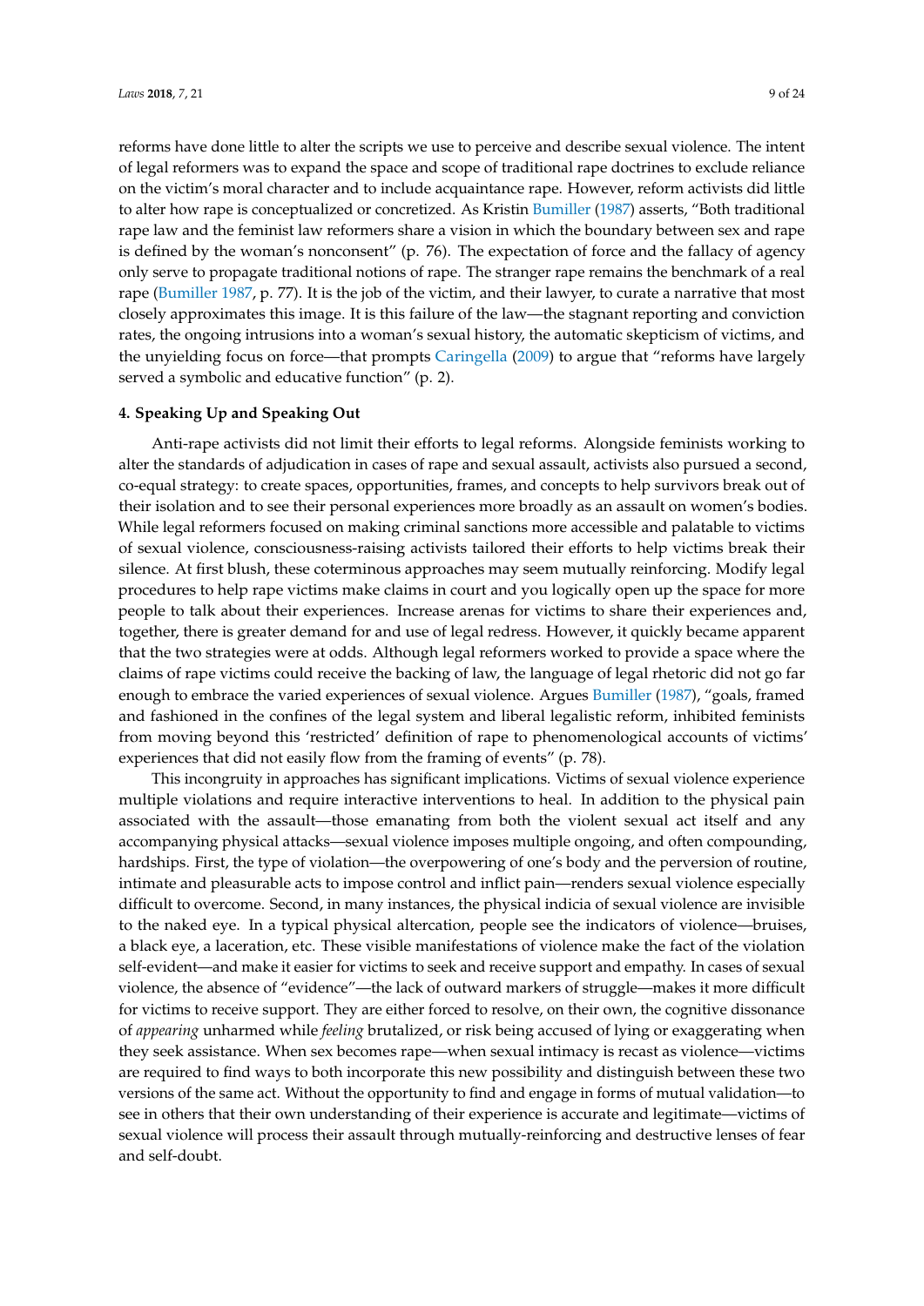reforms have done little to alter the scripts we use to perceive and describe sexual violence. The intent of legal reformers was to expand the space and scope of traditional rape doctrines to exclude reliance on the victim's moral character and to include acquaintance rape. However, reform activists did little to alter how rape is conceptualized or concretized. As Kristin Bumiller (1987) asserts, "Both traditional rape law and the feminist law reformers share a vision in which the boundary between sex and rape is defined by the woman's nonconsent" (p. 76). The expectation of force and the fallacy of agency only serve to propagate traditional notions of rape. The stranger rape remains the benchmark of a real rape (Bumiller 1987, p. 77). It is the job of the victim, and their lawyer, to curate a narrative that most closely approximates this image. It is this failure of the law—the stagnant reporting and conviction rates, the ongoing intrusions into a woman's sexual history, the automatic skepticism of victims, and the unyielding focus on force—that prompts Caringella (2009) to argue that "reforms have largely served a symbolic and educative function" (p. 2).

## 4. Speaking Up and Speaking Out

Anti-rape activists did not limit their efforts to legal reforms. Alongside feminists working to alter the standards of adjudication in cases of rape and sexual assault, activists also pursued a second, co-equal strategy: to create spaces, opportunities, frames, and concepts to help survivors break out of their isolation and to see their personal experiences more broadly as an assault on women's bodies. While legal reformers focused on making criminal sanctions more accessible and palatable to victims of sexual violence, consciousness-raising activists tailored their efforts to help victims break their silence. At first blush, these coterminous approaches may seem mutually reinforcing. Modify legal procedures to help rape victims make claims in court and you logically open up the space for more people to talk about their experiences. Increase arenas for victims to share their experiences and, together, there is greater demand for and use of legal redress. However, it quickly became apparent that the two strategies were at odds. Although legal reformers worked to provide a space where the claims of rape victims could receive the backing of law, the language of legal rhetoric did not go far enough to embrace the varied experiences of sexual violence. Argues Bumiller (1987), "goals, framed and fashioned in the confines of the legal system and liberal legalistic reform, inhibited feminists from moving beyond this 'restricted' definition of rape to phenomenological accounts of victims' experiences that did not easily flow from the framing of events" (p. 78).

This incongruity in approaches has significant implications. Victims of sexual violence experience multiple violations and require interactive interventions to heal. In addition to the physical pain associated with the assault—those emanating from both the violent sexual act itself and any accompanying physical attacks—sexual violence imposes multiple ongoing, and often compounding, hardships. First, the type of violation—the overpowering of one's body and the perversion of routine, intimate and pleasurable acts to impose control and inflict pain—renders sexual violence especially difficult to overcome. Second, in many instances, the physical indicia of sexual violence are invisible to the naked eye. In a typical physical altercation, people see the indicators of violence—bruises, a black eye, a laceration, etc. These visible manifestations of violence make the fact of the violation self-evident—and make it easier for victims to seek and receive support and empathy. In cases of sexual violence, the absence of "evidence"—the lack of outward markers of struggle—makes it more difficult for victims to receive support. They are either forced to resolve, on their own, the cognitive dissonance of *appearing* unharmed while *feeling* brutalized, or risk being accused of lying or exaggerating when they seek assistance. When sex becomes rape—when sexual intimacy is recast as violence—victims are required to find ways to both incorporate this new possibility and distinguish between these two versions of the same act. Without the opportunity to find and engage in forms of mutual validation—to see in others that their own understanding of their experience is accurate and legitimate—victims of sexual violence will process their assault through mutually-reinforcing and destructive lenses of fear and self-doubt.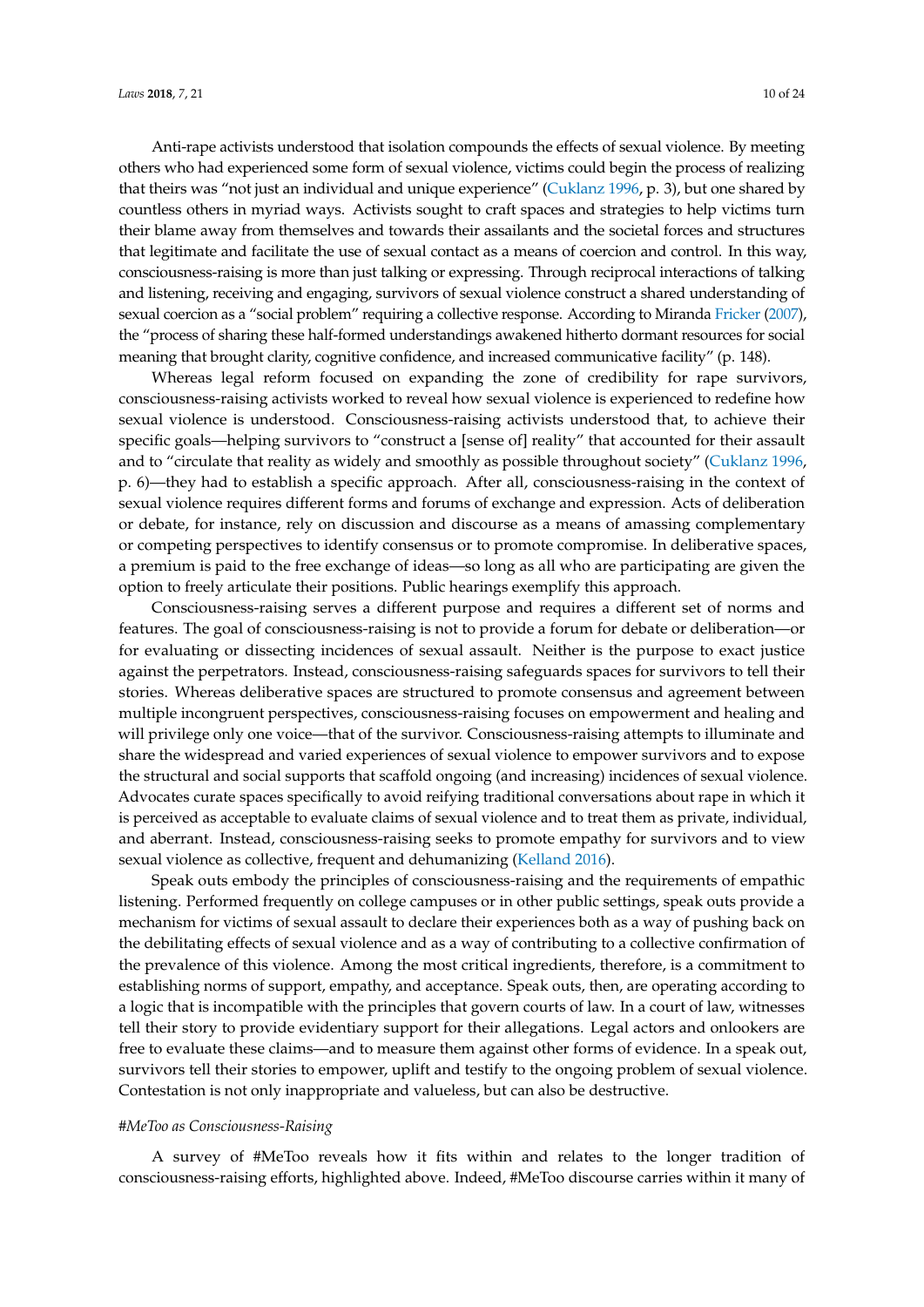Anti-rape activists understood that isolation compounds the effects of sexual violence. By meeting others who had experienced some form of sexual violence, victims could begin the process of realizing that theirs was "not just an individual and unique experience" (Cuklanz 1996, p. 3), but one shared by countless others in myriad ways. Activists sought to craft spaces and strategies to help victims turn their blame away from themselves and towards their assailants and the societal forces and structures that legitimate and facilitate the use of sexual contact as a means of coercion and control. In this way, consciousness-raising is more than just talking or expressing. Through reciprocal interactions of talking and listening, receiving and engaging, survivors of sexual violence construct a shared understanding of sexual coercion as a "social problem" requiring a collective response. According to Miranda Fricker (2007), the "process of sharing these half-formed understandings awakened hitherto dormant resources for social meaning that brought clarity, cognitive confidence, and increased communicative facility" (p. 148).

Whereas legal reform focused on expanding the zone of credibility for rape survivors, consciousness-raising activists worked to reveal how sexual violence is experienced to redefine how sexual violence is understood. Consciousness-raising activists understood that, to achieve their specific goals—helping survivors to "construct a [sense of] reality" that accounted for their assault and to "circulate that reality as widely and smoothly as possible throughout society" (Cuklanz 1996, p. 6)—they had to establish a specific approach. After all, consciousness-raising in the context of sexual violence requires different forms and forums of exchange and expression. Acts of deliberation or debate, for instance, rely on discussion and discourse as a means of amassing complementary or competing perspectives to identify consensus or to promote compromise. In deliberative spaces, a premium is paid to the free exchange of ideas—so long as all who are participating are given the option to freely articulate their positions. Public hearings exemplify this approach.

Consciousness-raising serves a different purpose and requires a different set of norms and features. The goal of consciousness-raising is not to provide a forum for debate or deliberation—or for evaluating or dissecting incidences of sexual assault. Neither is the purpose to exact justice against the perpetrators. Instead, consciousness-raising safeguards spaces for survivors to tell their stories. Whereas deliberative spaces are structured to promote consensus and agreement between multiple incongruent perspectives, consciousness-raising focuses on empowerment and healing and will privilege only one voice—that of the survivor. Consciousness-raising attempts to illuminate and share the widespread and varied experiences of sexual violence to empower survivors and to expose the structural and social supports that scaffold ongoing (and increasing) incidences of sexual violence. Advocates curate spaces specifically to avoid reifying traditional conversations about rape in which it is perceived as acceptable to evaluate claims of sexual violence and to treat them as private, individual, and aberrant. Instead, consciousness-raising seeks to promote empathy for survivors and to view sexual violence as collective, frequent and dehumanizing (Kelland 2016).

Speak outs embody the principles of consciousness-raising and the requirements of empathic listening. Performed frequently on college campuses or in other public settings, speak outs provide a mechanism for victims of sexual assault to declare their experiences both as a way of pushing back on the debilitating effects of sexual violence and as a way of contributing to a collective confirmation of the prevalence of this violence. Among the most critical ingredients, therefore, is a commitment to establishing norms of support, empathy, and acceptance. Speak outs, then, are operating according to a logic that is incompatible with the principles that govern courts of law. In a court of law, witnesses tell their story to provide evidentiary support for their allegations. Legal actors and onlookers are free to evaluate these claims—and to measure them against other forms of evidence. In a speak out, survivors tell their stories to empower, uplift and testify to the ongoing problem of sexual violence. Contestation is not only inappropriate and valueless, but can also be destructive.

*#MeToo as Consciousness-Raising*

A survey of #MeToo reveals how it fits within and relates to the longer tradition of consciousness-raising efforts, highlighted above. Indeed, #MeToo discourse carries within it many of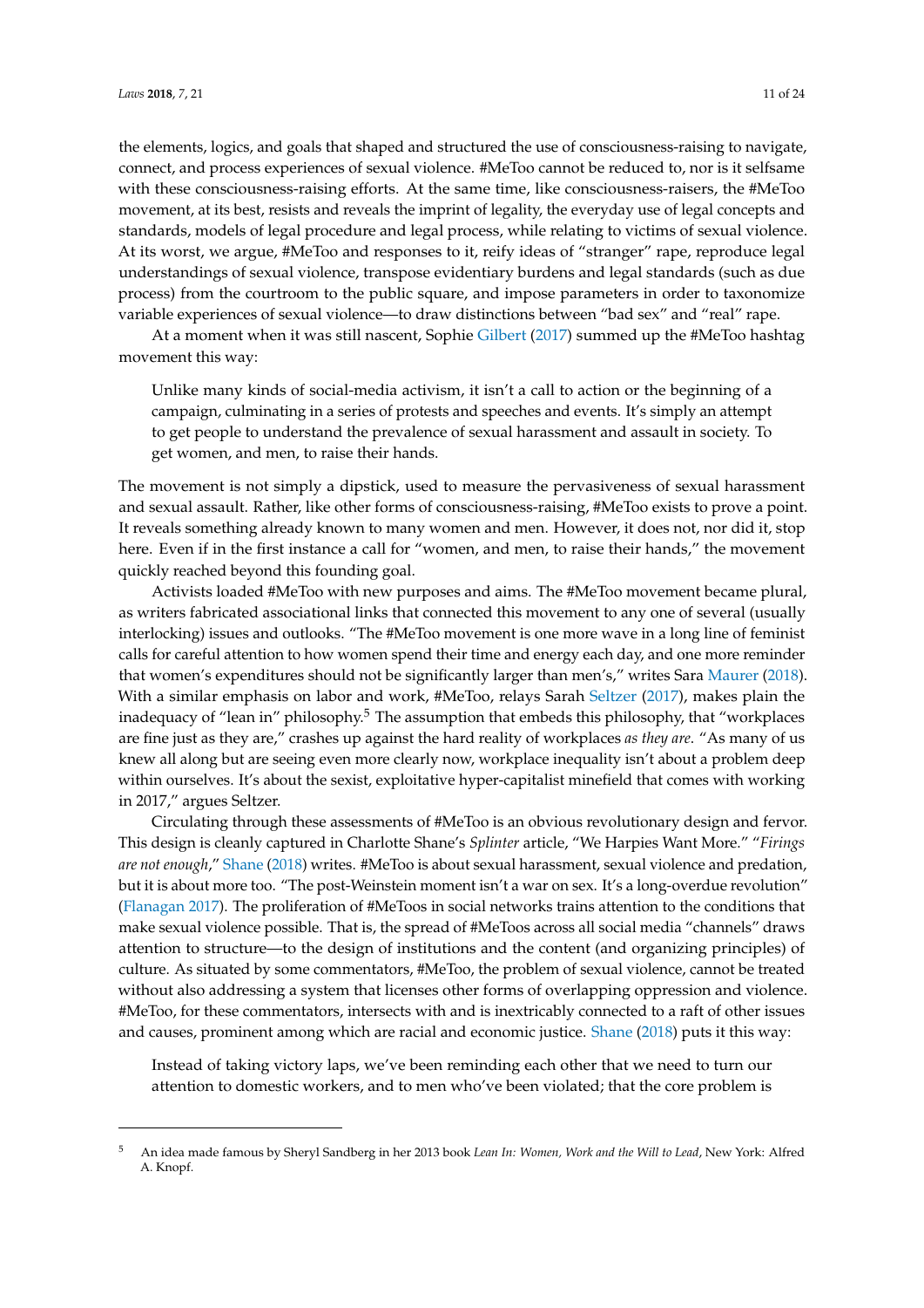the elements, logics, and goals that shaped and structured the use of consciousness-raising to navigate, connect, and process experiences of sexual violence. #MeToo cannot be reduced to, nor is it selfsame with these consciousness-raising efforts. At the same time, like consciousness-raisers, the #MeToo movement, at its best, resists and reveals the imprint of legality, the everyday use of legal concepts and standards, models of legal procedure and legal process, while relating to victims of sexual violence. At its worst, we argue, #MeToo and responses to it, reify ideas of "stranger" rape, reproduce legal understandings of sexual violence, transpose evidentiary burdens and legal standards (such as due process) from the courtroom to the public square, and impose parameters in order to taxonomize variable experiences of sexual violence—to draw distinctions between "bad sex" and "real" rape.

At a moment when it was still nascent, Sophie Gilbert (2017) summed up the #MeToo hashtag movement this way:

> Unlike many kinds of social-media activism, it isn't a call to action or the beginning of a campaign, culminating in a series of protests and speeches and events. It's simply an attempt to get people to understand the prevalence of sexual harassment and assault in society. To get women, and men, to raise their hands.

The movement is not simply a dipstick, used to measure the pervasiveness of sexual harassment and sexual assault. Rather, like other forms of consciousness-raising, #MeToo exists to prove a point. It reveals something already known to many women and men. However, it does not, nor did it, stop here. Even if in the first instance a call for "women, and men, to raise their hands," the movement quickly reached beyond this founding goal.

Activists loaded #MeToo with new purposes and aims. The #MeToo movement became plural, as writers fabricated associational links that connected this movement to any one of several (usually interlocking) issues and outlooks. "The #MeToo movement is one more wave in a long line of feminist calls for careful attention to how women spend their time and energy each day, and one more reminder that women's expenditures should not be significantly larger than men's," writes Sara Maurer (2018). With a similar emphasis on labor and work, #MeToo, relays Sarah Seltzer (2017), makes plain the inadequacy of "lean in" philosophy.[5] The assumption that embeds this philosophy, that "workplaces are fine just as they are," crashes up against the hard reality of workplaces *as they are*. "As many of us knew all along but are seeing even more clearly now, workplace inequality isn't about a problem deep within ourselves. It's about the sexist, exploitative hyper-capitalist minefield that comes with working in 2017," argues Seltzer.

Circulating through these assessments of #MeToo is an obvious revolutionary design and fervor. This design is cleanly captured in Charlotte Shane's *Splinter* article, "We Harpies Want More." "*Firings are not enough*," Shane (2018) writes. #MeToo is about sexual harassment, sexual violence and predation, but it is about more too. "The post-Weinstein moment isn't a war on sex. It's a long-overdue revolution" (Flanagan 2017). The proliferation of #MeToos in social networks trains attention to the conditions that make sexual violence possible. That is, the spread of #MeToos across all social media "channels" draws attention to structure—to the design of institutions and the content (and organizing principles) of culture. As situated by some commentators, #MeToo, the problem of sexual violence, cannot be treated without also addressing a system that licenses other forms of overlapping oppression and violence. #MeToo, for these commentators, intersects with and is inextricably connected to a raft of other issues and causes, prominent among which are racial and economic justice. Shane (2018) puts it this way:

> Instead of taking victory laps, we've been reminding each other that we need to turn our attention to domestic workers, and to men who've been violated; that the core problem is

---

[5] An idea made famous by Sheryl Sandberg in her 2013 book *Lean In: Women, Work and the Will to Lead*, New York: Alfred A. Knopf.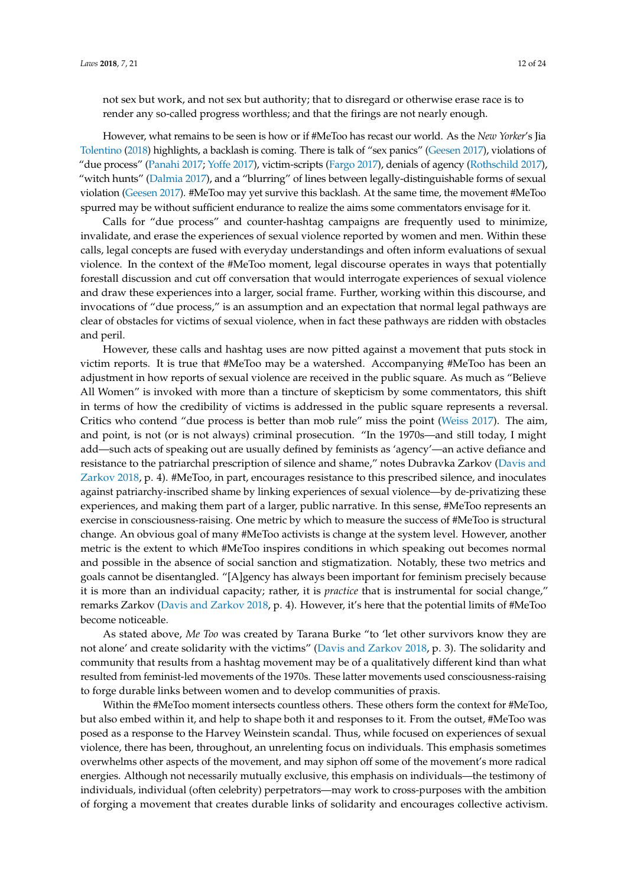not sex but work, and not sex but authority; that to disregard or otherwise erase race is to render any so-called progress worthless; and that the firings are not nearly enough.

However, what remains to be seen is how or if #MeToo has recast our world. As the *New Yorker*'s Jia Tolentino (2018) highlights, a backlash is coming. There is talk of "sex panics" (Geesen 2017), violations of "due process" (Panahi 2017; Yoffe 2017), victim-scripts (Fargo 2017), denials of agency (Rothschild 2017), "witch hunts" (Dalmia 2017), and a "blurring" of lines between legally-distinguishable forms of sexual violation (Geesen 2017). #MeToo may yet survive this backlash. At the same time, the movement #MeToo spurred may be without sufficient endurance to realize the aims some commentators envisage for it.

Calls for "due process" and counter-hashtag campaigns are frequently used to minimize, invalidate, and erase the experiences of sexual violence reported by women and men. Within these calls, legal concepts are fused with everyday understandings and often inform evaluations of sexual violence. In the context of the #MeToo moment, legal discourse operates in ways that potentially forestall discussion and cut off conversation that would interrogate experiences of sexual violence and draw these experiences into a larger, social frame. Further, working within this discourse, and invocations of "due process," is an assumption and an expectation that normal legal pathways are clear of obstacles for victims of sexual violence, when in fact these pathways are ridden with obstacles and peril.

However, these calls and hashtag uses are now pitted against a movement that puts stock in victim reports. It is true that #MeToo may be a watershed. Accompanying #MeToo has been an adjustment in how reports of sexual violence are received in the public square. As much as "Believe All Women" is invoked with more than a tincture of skepticism by some commentators, this shift in terms of how the credibility of victims is addressed in the public square represents a reversal. Critics who contend "due process is better than mob rule" miss the point (Weiss 2017). The aim, and point, is not (or is not always) criminal prosecution. "In the 1970s—and still today, I might add—such acts of speaking out are usually defined by feminists as 'agency'—an active defiance and resistance to the patriarchal prescription of silence and shame," notes Dubravka Zarkov (Davis and Zarkov 2018, p. 4). #MeToo, in part, encourages resistance to this prescribed silence, and inoculates against patriarchy-inscribed shame by linking experiences of sexual violence—by de-privatizing these experiences, and making them part of a larger, public narrative. In this sense, #MeToo represents an exercise in consciousness-raising. One metric by which to measure the success of #MeToo is structural change. An obvious goal of many #MeToo activists is change at the system level. However, another metric is the extent to which #MeToo inspires conditions in which speaking out becomes normal and possible in the absence of social sanction and stigmatization. Notably, these two metrics and goals cannot be disentangled. "[A]gency has always been important for feminism precisely because it is more than an individual capacity; rather, it is *practice* that is instrumental for social change," remarks Zarkov (Davis and Zarkov 2018, p. 4). However, it's here that the potential limits of #MeToo become noticeable.

As stated above, *Me Too* was created by Tarana Burke "to 'let other survivors know they are not alone' and create solidarity with the victims" (Davis and Zarkov 2018, p. 3). The solidarity and community that results from a hashtag movement may be of a qualitatively different kind than what resulted from feminist-led movements of the 1970s. These latter movements used consciousness-raising to forge durable links between women and to develop communities of praxis.

Within the #MeToo moment intersects countless others. These others form the context for #MeToo, but also embed within it, and help to shape both it and responses to it. From the outset, #MeToo was posed as a response to the Harvey Weinstein scandal. Thus, while focused on experiences of sexual violence, there has been, throughout, an unrelenting focus on individuals. This emphasis sometimes overwhelms other aspects of the movement, and may siphon off some of the movement's more radical energies. Although not necessarily mutually exclusive, this emphasis on individuals—the testimony of individuals, individual (often celebrity) perpetrators—may work to cross-purposes with the ambition of forging a movement that creates durable links of solidarity and encourages collective activism.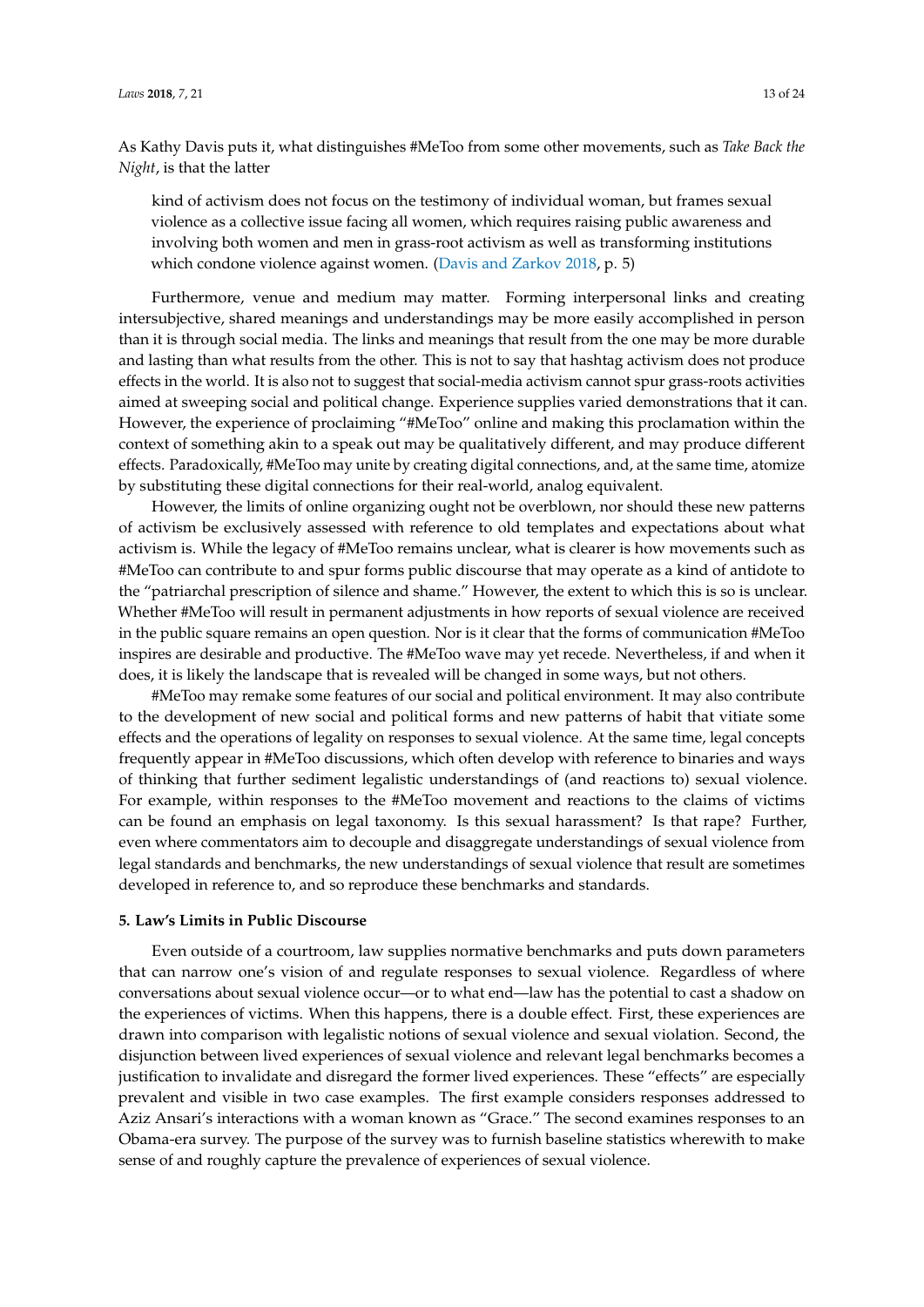As Kathy Davis puts it, what distinguishes #MeToo from some other movements, such as *Take Back the Night*, is that the latter

> kind of activism does not focus on the testimony of individual woman, but frames sexual violence as a collective issue facing all women, which requires raising public awareness and involving both women and men in grass-root activism as well as transforming institutions which condone violence against women. (Davis and Zarkov 2018, p. 5)

Furthermore, venue and medium may matter. Forming interpersonal links and creating intersubjective, shared meanings and understandings may be more easily accomplished in person than it is through social media. The links and meanings that result from the one may be more durable and lasting than what results from the other. This is not to say that hashtag activism does not produce effects in the world. It is also not to suggest that social-media activism cannot spur grass-roots activities aimed at sweeping social and political change. Experience supplies varied demonstrations that it can. However, the experience of proclaiming "#MeToo" online and making this proclamation within the context of something akin to a speak out may be qualitatively different, and may produce different effects. Paradoxically, #MeToo may unite by creating digital connections, and, at the same time, atomize by substituting these digital connections for their real-world, analog equivalent.

However, the limits of online organizing ought not be overblown, nor should these new patterns of activism be exclusively assessed with reference to old templates and expectations about what activism is. While the legacy of #MeToo remains unclear, what is clearer is how movements such as #MeToo can contribute to and spur forms public discourse that may operate as a kind of antidote to the "patriarchal prescription of silence and shame." However, the extent to which this is so is unclear. Whether #MeToo will result in permanent adjustments in how reports of sexual violence are received in the public square remains an open question. Nor is it clear that the forms of communication #MeToo inspires are desirable and productive. The #MeToo wave may yet recede. Nevertheless, if and when it does, it is likely the landscape that is revealed will be changed in some ways, but not others.

#MeToo may remake some features of our social and political environment. It may also contribute to the development of new social and political forms and new patterns of habit that vitiate some effects and the operations of legality on responses to sexual violence. At the same time, legal concepts frequently appear in #MeToo discussions, which often develop with reference to binaries and ways of thinking that further sediment legalistic understandings of (and reactions to) sexual violence. For example, within responses to the #MeToo movement and reactions to the claims of victims can be found an emphasis on legal taxonomy. Is this sexual harassment? Is that rape? Further, even where commentators aim to decouple and disaggregate understandings of sexual violence from legal standards and benchmarks, the new understandings of sexual violence that result are sometimes developed in reference to, and so reproduce these benchmarks and standards.

## 5. Law's Limits in Public Discourse

Even outside of a courtroom, law supplies normative benchmarks and puts down parameters that can narrow one's vision of and regulate responses to sexual violence. Regardless of where conversations about sexual violence occur—or to what end—law has the potential to cast a shadow on the experiences of victims. When this happens, there is a double effect. First, these experiences are drawn into comparison with legalistic notions of sexual violence and sexual violation. Second, the disjunction between lived experiences of sexual violence and relevant legal benchmarks becomes a justification to invalidate and disregard the former lived experiences. These "effects" are especially prevalent and visible in two case examples. The first example considers responses addressed to Aziz Ansari's interactions with a woman known as "Grace." The second examines responses to an Obama-era survey. The purpose of the survey was to furnish baseline statistics wherewith to make sense of and roughly capture the prevalence of experiences of sexual violence.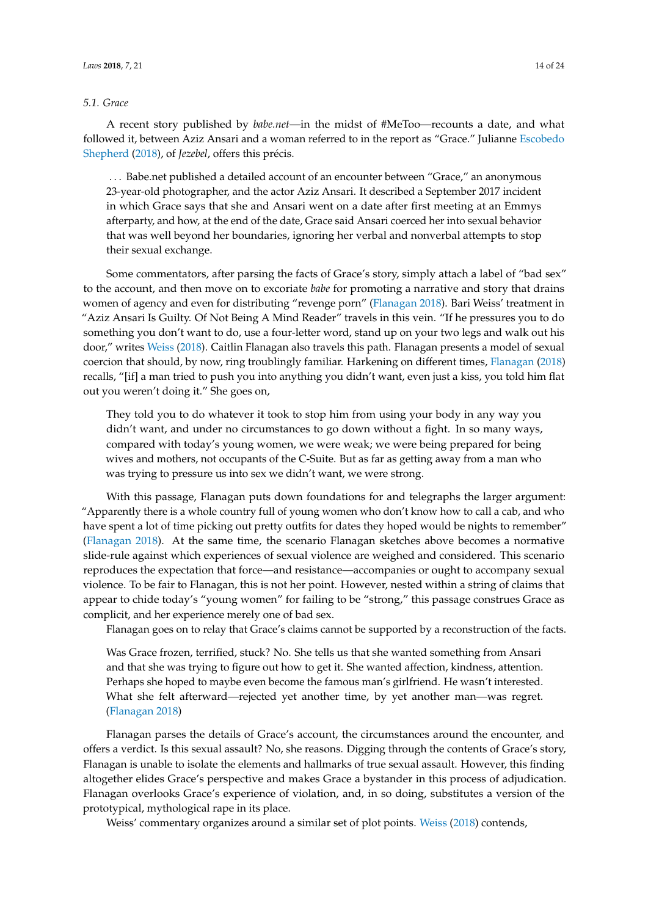### 5.1. Grace

A recent story published by *babe.net*—in the midst of #MeToo—recounts a date, and what followed it, between Aziz Ansari and a woman referred to in the report as "Grace." Julianne Escobedo Shepherd (2018), of *Jezebel*, offers this précis.

> . . . Babe.net published a detailed account of an encounter between "Grace," an anonymous 23-year-old photographer, and the actor Aziz Ansari. It described a September 2017 incident in which Grace says that she and Ansari went on a date after first meeting at an Emmys afterparty, and how, at the end of the date, Grace said Ansari coerced her into sexual behavior that was well beyond her boundaries, ignoring her verbal and nonverbal attempts to stop their sexual exchange.

Some commentators, after parsing the facts of Grace's story, simply attach a label of "bad sex" to the account, and then move on to excoriate *babe* for promoting a narrative and story that drains women of agency and even for distributing "revenge porn" (Flanagan 2018). Bari Weiss' treatment in "Aziz Ansari Is Guilty. Of Not Being A Mind Reader" travels in this vein. "If he pressures you to do something you don't want to do, use a four-letter word, stand up on your two legs and walk out his door," writes Weiss (2018). Caitlin Flanagan also travels this path. Flanagan presents a model of sexual coercion that should, by now, ring troublingly familiar. Harkening on different times, Flanagan (2018) recalls, "[if] a man tried to push you into anything you didn't want, even just a kiss, you told him flat out you weren't doing it." She goes on,

> They told you to do whatever it took to stop him from using your body in any way you didn't want, and under no circumstances to go down without a fight. In so many ways, compared with today's young women, we were weak; we were being prepared for being wives and mothers, not occupants of the C-Suite. But as far as getting away from a man who was trying to pressure us into sex we didn't want, we were strong.

With this passage, Flanagan puts down foundations for and telegraphs the larger argument: "Apparently there is a whole country full of young women who don't know how to call a cab, and who have spent a lot of time picking out pretty outfits for dates they hoped would be nights to remember" (Flanagan 2018). At the same time, the scenario Flanagan sketches above becomes a normative slide-rule against which experiences of sexual violence are weighed and considered. This scenario reproduces the expectation that force—and resistance—accompanies or ought to accompany sexual violence. To be fair to Flanagan, this is not her point. However, nested within a string of claims that appear to chide today's "young women" for failing to be "strong," this passage construes Grace as complicit, and her experience merely one of bad sex.

Flanagan goes on to relay that Grace's claims cannot be supported by a reconstruction of the facts.

> Was Grace frozen, terrified, stuck? No. She tells us that she wanted something from Ansari and that she was trying to figure out how to get it. She wanted affection, kindness, attention. Perhaps she hoped to maybe even become the famous man's girlfriend. He wasn't interested. What she felt afterward—rejected yet another time, by yet another man—was regret. (Flanagan 2018)

Flanagan parses the details of Grace's account, the circumstances around the encounter, and offers a verdict. Is this sexual assault? No, she reasons. Digging through the contents of Grace's story, Flanagan is unable to isolate the elements and hallmarks of true sexual assault. However, this finding altogether elides Grace's perspective and makes Grace a bystander in this process of adjudication. Flanagan overlooks Grace's experience of violation, and, in so doing, substitutes a version of the prototypical, mythological rape in its place.

Weiss' commentary organizes around a similar set of plot points. Weiss (2018) contends,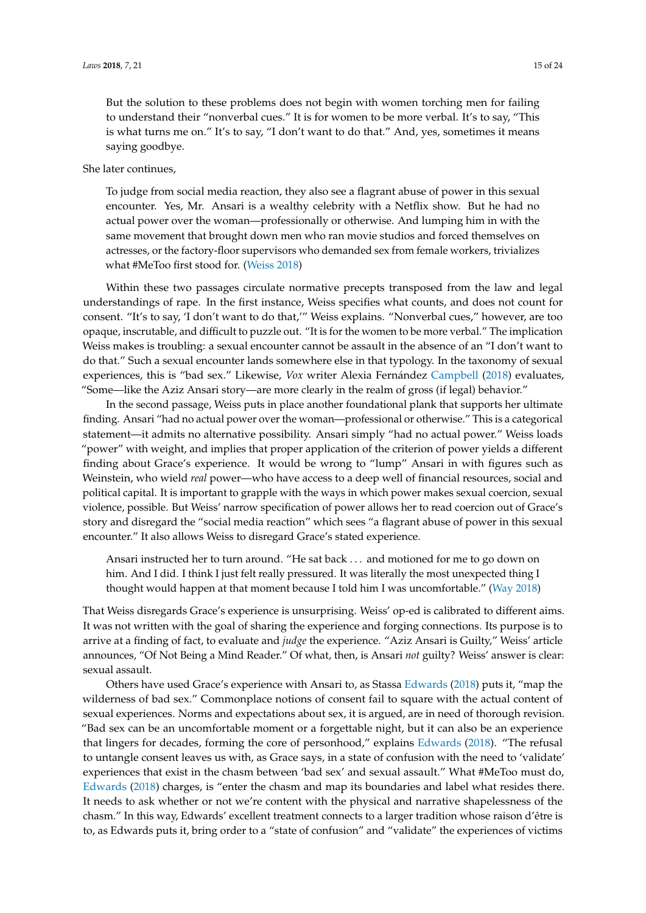> But the solution to these problems does not begin with women torching men for failing to understand their "nonverbal cues." It is for women to be more verbal. It's to say, "This is what turns me on." It's to say, "I don't want to do that." And, yes, sometimes it means saying goodbye.

She later continues,

> To judge from social media reaction, they also see a flagrant abuse of power in this sexual encounter. Yes, Mr. Ansari is a wealthy celebrity with a Netflix show. But he had no actual power over the woman—professionally or otherwise. And lumping him in with the same movement that brought down men who ran movie studios and forced themselves on actresses, or the factory-floor supervisors who demanded sex from female workers, trivializes what #MeToo first stood for. (Weiss 2018)

Within these two passages circulate normative precepts transposed from the law and legal understandings of rape. In the first instance, Weiss specifies what counts, and does not count for consent. "It's to say, 'I don't want to do that,'" Weiss explains. "Nonverbal cues," however, are too opaque, inscrutable, and difficult to puzzle out. "It is for the women to be more verbal." The implication Weiss makes is troubling: a sexual encounter cannot be assault in the absence of an "I don't want to do that." Such a sexual encounter lands somewhere else in that typology. In the taxonomy of sexual experiences, this is "bad sex." Likewise, *Vox* writer Alexia Fernández Campbell (2018) evaluates, "Some—like the Aziz Ansari story—are more clearly in the realm of gross (if legal) behavior."

In the second passage, Weiss puts in place another foundational plank that supports her ultimate finding. Ansari "had no actual power over the woman—professional or otherwise." This is a categorical statement—it admits no alternative possibility. Ansari simply "had no actual power." Weiss loads "power" with weight, and implies that proper application of the criterion of power yields a different finding about Grace's experience. It would be wrong to "lump" Ansari in with figures such as Weinstein, who wield *real* power—who have access to a deep well of financial resources, social and political capital. It is important to grapple with the ways in which power makes sexual coercion, sexual violence, possible. But Weiss' narrow specification of power allows her to read coercion out of Grace's story and disregard the "social media reaction" which sees "a flagrant abuse of power in this sexual encounter." It also allows Weiss to disregard Grace's stated experience.

> Ansari instructed her to turn around. "He sat back . . . and motioned for me to go down on him. And I did. I think I just felt really pressured. It was literally the most unexpected thing I thought would happen at that moment because I told him I was uncomfortable." (Way 2018)

That Weiss disregards Grace's experience is unsurprising. Weiss' op-ed is calibrated to different aims. It was not written with the goal of sharing the experience and forging connections. Its purpose is to arrive at a finding of fact, to evaluate and *judge* the experience. "Aziz Ansari is Guilty," Weiss' article announces, "Of Not Being a Mind Reader." Of what, then, is Ansari *not* guilty? Weiss' answer is clear: sexual assault.

Others have used Grace's experience with Ansari to, as Stassa Edwards (2018) puts it, "map the wilderness of bad sex." Commonplace notions of consent fail to square with the actual content of sexual experiences. Norms and expectations about sex, it is argued, are in need of thorough revision. "Bad sex can be an uncomfortable moment or a forgettable night, but it can also be an experience that lingers for decades, forming the core of personhood," explains Edwards (2018). "The refusal to untangle consent leaves us with, as Grace says, in a state of confusion with the need to 'validate' experiences that exist in the chasm between 'bad sex' and sexual assault." What #MeToo must do, Edwards (2018) charges, is "enter the chasm and map its boundaries and label what resides there. It needs to ask whether or not we're content with the physical and narrative shapelessness of the chasm." In this way, Edwards' excellent treatment connects to a larger tradition whose raison d'être is to, as Edwards puts it, bring order to a "state of confusion" and "validate" the experiences of victims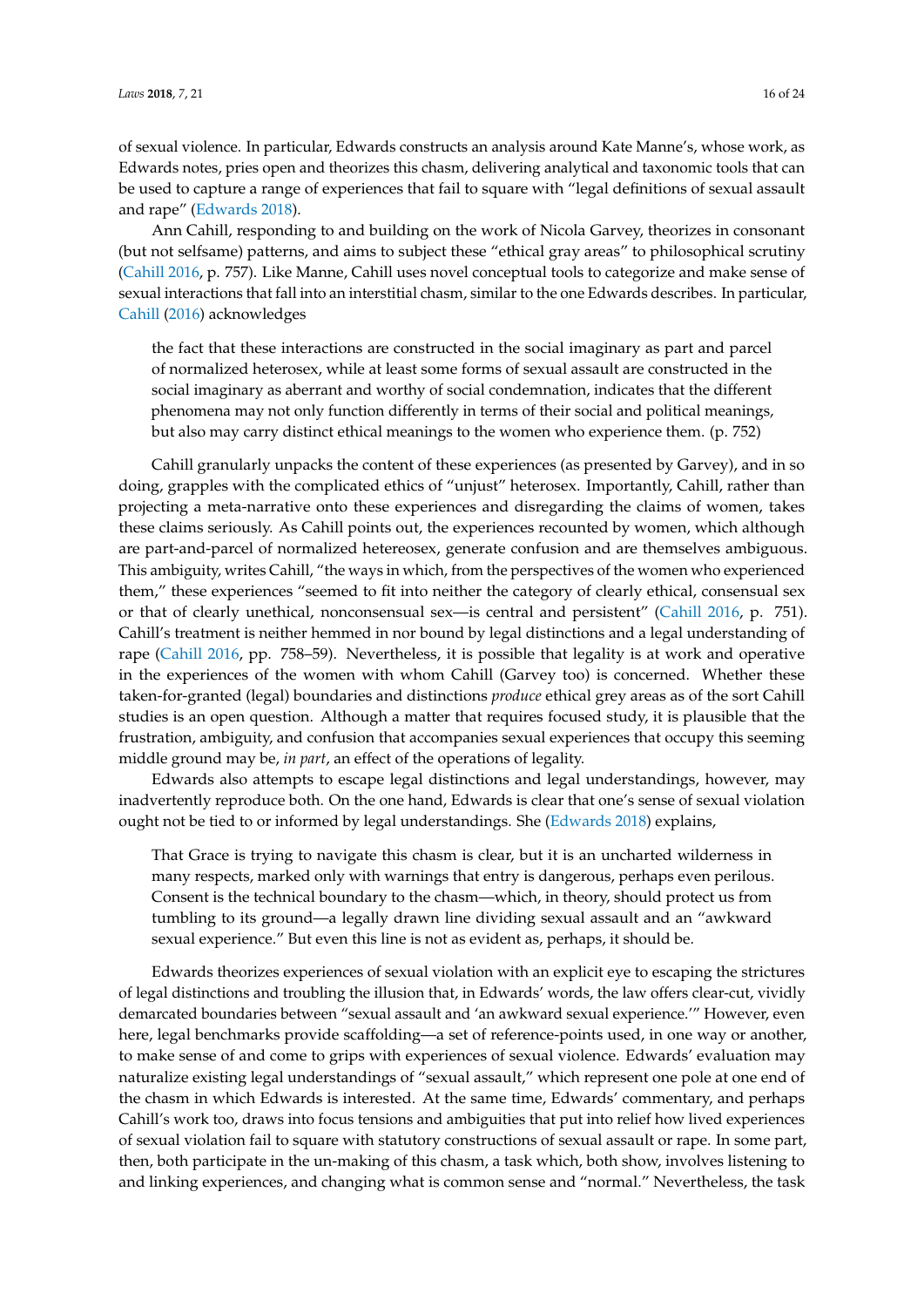of sexual violence. In particular, Edwards constructs an analysis around Kate Manne's, whose work, as Edwards notes, pries open and theorizes this chasm, delivering analytical and taxonomic tools that can be used to capture a range of experiences that fail to square with "legal definitions of sexual assault and rape" (Edwards 2018).

Ann Cahill, responding to and building on the work of Nicola Garvey, theorizes in consonant (but not selfsame) patterns, and aims to subject these "ethical gray areas" to philosophical scrutiny (Cahill 2016, p. 757). Like Manne, Cahill uses novel conceptual tools to categorize and make sense of sexual interactions that fall into an interstitial chasm, similar to the one Edwards describes. In particular, Cahill (2016) acknowledges

> the fact that these interactions are constructed in the social imaginary as part and parcel of normalized heterosex, while at least some forms of sexual assault are constructed in the social imaginary as aberrant and worthy of social condemnation, indicates that the different phenomena may not only function differently in terms of their social and political meanings, but also may carry distinct ethical meanings to the women who experience them. (p. 752)

Cahill granularly unpacks the content of these experiences (as presented by Garvey), and in so doing, grapples with the complicated ethics of "unjust" heterosex. Importantly, Cahill, rather than projecting a meta-narrative onto these experiences and disregarding the claims of women, takes these claims seriously. As Cahill points out, the experiences recounted by women, which although are part-and-parcel of normalized hetereosex, generate confusion and are themselves ambiguous. This ambiguity, writes Cahill, "the ways in which, from the perspectives of the women who experienced them," these experiences "seemed to fit into neither the category of clearly ethical, consensual sex or that of clearly unethical, nonconsensual sex—is central and persistent" (Cahill 2016, p. 751). Cahill's treatment is neither hemmed in nor bound by legal distinctions and a legal understanding of rape (Cahill 2016, pp. 758–59). Nevertheless, it is possible that legality is at work and operative in the experiences of the women with whom Cahill (Garvey too) is concerned. Whether these taken-for-granted (legal) boundaries and distinctions *produce* ethical grey areas as of the sort Cahill studies is an open question. Although a matter that requires focused study, it is plausible that the frustration, ambiguity, and confusion that accompanies sexual experiences that occupy this seeming middle ground may be, *in part*, an effect of the operations of legality.

Edwards also attempts to escape legal distinctions and legal understandings, however, may inadvertently reproduce both. On the one hand, Edwards is clear that one's sense of sexual violation ought not be tied to or informed by legal understandings. She (Edwards 2018) explains,

> That Grace is trying to navigate this chasm is clear, but it is an uncharted wilderness in many respects, marked only with warnings that entry is dangerous, perhaps even perilous. Consent is the technical boundary to the chasm—which, in theory, should protect us from tumbling to its ground—a legally drawn line dividing sexual assault and an "awkward sexual experience." But even this line is not as evident as, perhaps, it should be.

Edwards theorizes experiences of sexual violation with an explicit eye to escaping the strictures of legal distinctions and troubling the illusion that, in Edwards' words, the law offers clear-cut, vividly demarcated boundaries between "sexual assault and 'an awkward sexual experience.'" However, even here, legal benchmarks provide scaffolding—a set of reference-points used, in one way or another, to make sense of and come to grips with experiences of sexual violence. Edwards' evaluation may naturalize existing legal understandings of "sexual assault," which represent one pole at one end of the chasm in which Edwards is interested. At the same time, Edwards' commentary, and perhaps Cahill's work too, draws into focus tensions and ambiguities that put into relief how lived experiences of sexual violation fail to square with statutory constructions of sexual assault or rape. In some part, then, both participate in the un-making of this chasm, a task which, both show, involves listening to and linking experiences, and changing what is common sense and "normal." Nevertheless, the task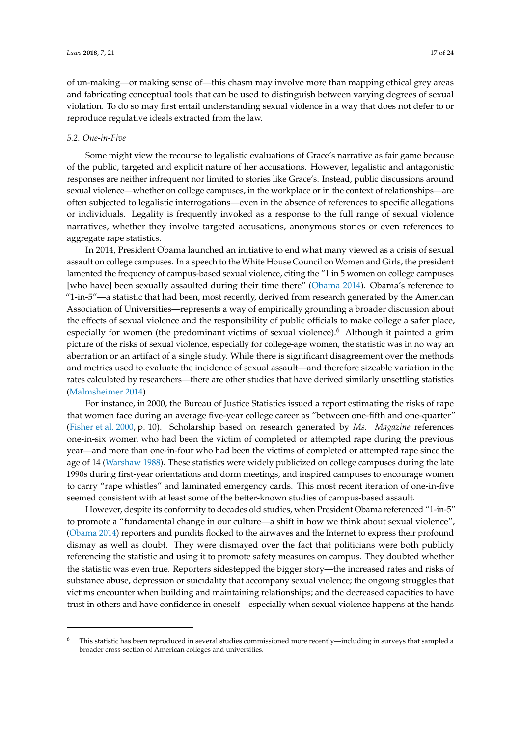of un-making—or making sense of—this chasm may involve more than mapping ethical grey areas and fabricating conceptual tools that can be used to distinguish between varying degrees of sexual violation. To do so may first entail understanding sexual violence in a way that does not defer to or reproduce regulative ideals extracted from the law.

### 5.2. One-in-Five

Some might view the recourse to legalistic evaluations of Grace's narrative as fair game because of the public, targeted and explicit nature of her accusations. However, legalistic and antagonistic responses are neither infrequent nor limited to stories like Grace's. Instead, public discussions around sexual violence—whether on college campuses, in the workplace or in the context of relationships—are often subjected to legalistic interrogations—even in the absence of references to specific allegations or individuals. Legality is frequently invoked as a response to the full range of sexual violence narratives, whether they involve targeted accusations, anonymous stories or even references to aggregate rape statistics.

In 2014, President Obama launched an initiative to end what many viewed as a crisis of sexual assault on college campuses. In a speech to the White House Council on Women and Girls, the president lamented the frequency of campus-based sexual violence, citing the "1 in 5 women on college campuses [who have] been sexually assaulted during their time there" (Obama 2014). Obama's reference to "1-in-5"—a statistic that had been, most recently, derived from research generated by the American Association of Universities—represents a way of empirically grounding a broader discussion about the effects of sexual violence and the responsibility of public officials to make college a safer place, especially for women (the predominant victims of sexual violence).[6] Although it painted a grim picture of the risks of sexual violence, especially for college-age women, the statistic was in no way an aberration or an artifact of a single study. While there is significant disagreement over the methods and metrics used to evaluate the incidence of sexual assault—and therefore sizeable variation in the rates calculated by researchers—there are other studies that have derived similarly unsettling statistics (Malmsheimer 2014).

For instance, in 2000, the Bureau of Justice Statistics issued a report estimating the risks of rape that women face during an average five-year college career as "between one-fifth and one-quarter" (Fisher et al. 2000, p. 10). Scholarship based on research generated by *Ms. Magazine* references one-in-six women who had been the victim of completed or attempted rape during the previous year—and more than one-in-four who had been the victims of completed or attempted rape since the age of 14 (Warshaw 1988). These statistics were widely publicized on college campuses during the late 1990s during first-year orientations and dorm meetings, and inspired campuses to encourage women to carry "rape whistles" and laminated emergency cards. This most recent iteration of one-in-five seemed consistent with at least some of the better-known studies of campus-based assault.

However, despite its conformity to decades old studies, when President Obama referenced "1-in-5" to promote a "fundamental change in our culture—a shift in how we think about sexual violence", (Obama 2014) reporters and pundits flocked to the airwaves and the Internet to express their profound dismay as well as doubt. They were dismayed over the fact that politicians were both publicly referencing the statistic and using it to promote safety measures on campus. They doubted whether the statistic was even true. Reporters sidestepped the bigger story—the increased rates and risks of substance abuse, depression or suicidality that accompany sexual violence; the ongoing struggles that victims encounter when building and maintaining relationships; and the decreased capacities to have trust in others and have confidence in oneself—especially when sexual violence happens at the hands

[6] This statistic has been reproduced in several studies commissioned more recently—including in surveys that sampled a broader cross-section of American colleges and universities.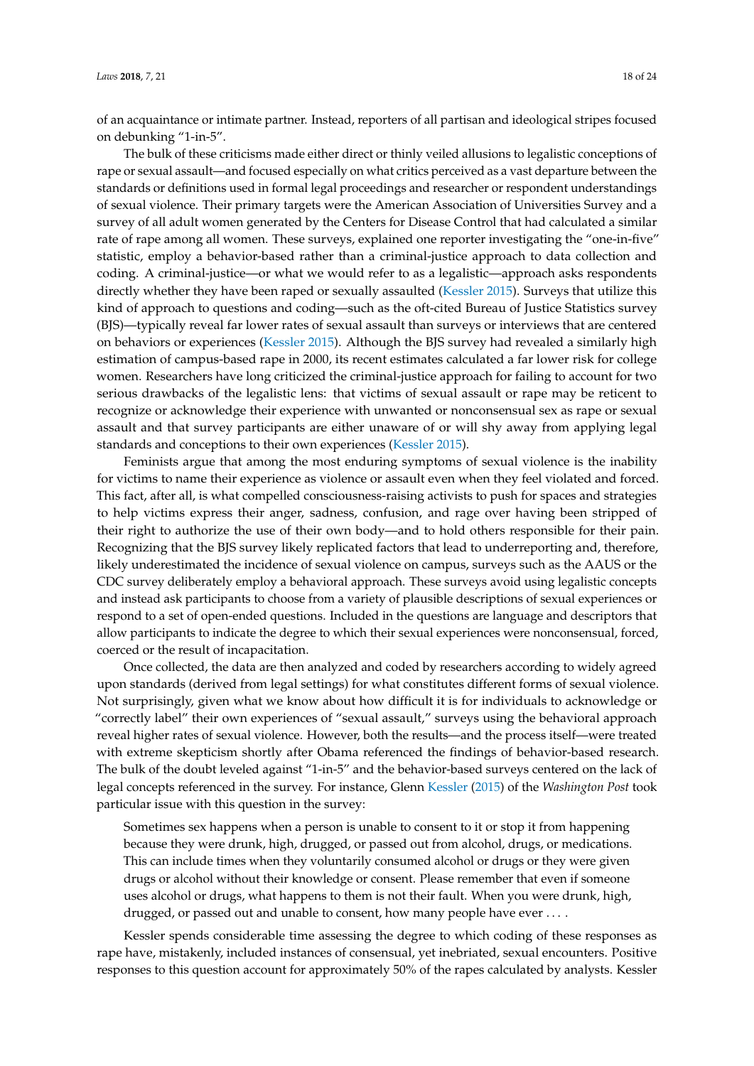of an acquaintance or intimate partner. Instead, reporters of all partisan and ideological stripes focused on debunking "1-in-5".

The bulk of these criticisms made either direct or thinly veiled allusions to legalistic conceptions of rape or sexual assault—and focused especially on what critics perceived as a vast departure between the standards or definitions used in formal legal proceedings and researcher or respondent understandings of sexual violence. Their primary targets were the American Association of Universities Survey and a survey of all adult women generated by the Centers for Disease Control that had calculated a similar rate of rape among all women. These surveys, explained one reporter investigating the "one-in-five" statistic, employ a behavior-based rather than a criminal-justice approach to data collection and coding. A criminal-justice—or what we would refer to as a legalistic—approach asks respondents directly whether they have been raped or sexually assaulted (Kessler 2015). Surveys that utilize this kind of approach to questions and coding—such as the oft-cited Bureau of Justice Statistics survey (BJS)—typically reveal far lower rates of sexual assault than surveys or interviews that are centered on behaviors or experiences (Kessler 2015). Although the BJS survey had revealed a similarly high estimation of campus-based rape in 2000, its recent estimates calculated a far lower risk for college women. Researchers have long criticized the criminal-justice approach for failing to account for two serious drawbacks of the legalistic lens: that victims of sexual assault or rape may be reticent to recognize or acknowledge their experience with unwanted or nonconsensual sex as rape or sexual assault and that survey participants are either unaware of or will shy away from applying legal standards and conceptions to their own experiences (Kessler 2015).

Feminists argue that among the most enduring symptoms of sexual violence is the inability for victims to name their experience as violence or assault even when they feel violated and forced. This fact, after all, is what compelled consciousness-raising activists to push for spaces and strategies to help victims express their anger, sadness, confusion, and rage over having been stripped of their right to authorize the use of their own body—and to hold others responsible for their pain. Recognizing that the BJS survey likely replicated factors that lead to underreporting and, therefore, likely underestimated the incidence of sexual violence on campus, surveys such as the AAUS or the CDC survey deliberately employ a behavioral approach. These surveys avoid using legalistic concepts and instead ask participants to choose from a variety of plausible descriptions of sexual experiences or respond to a set of open-ended questions. Included in the questions are language and descriptors that allow participants to indicate the degree to which their sexual experiences were nonconsensual, forced, coerced or the result of incapacitation.

Once collected, the data are then analyzed and coded by researchers according to widely agreed upon standards (derived from legal settings) for what constitutes different forms of sexual violence. Not surprisingly, given what we know about how difficult it is for individuals to acknowledge or "correctly label" their own experiences of "sexual assault," surveys using the behavioral approach reveal higher rates of sexual violence. However, both the results—and the process itself—were treated with extreme skepticism shortly after Obama referenced the findings of behavior-based research. The bulk of the doubt leveled against "1-in-5" and the behavior-based surveys centered on the lack of legal concepts referenced in the survey. For instance, Glenn Kessler (2015) of the *Washington Post* took particular issue with this question in the survey:

> Sometimes sex happens when a person is unable to consent to it or stop it from happening because they were drunk, high, drugged, or passed out from alcohol, drugs, or medications. This can include times when they voluntarily consumed alcohol or drugs or they were given drugs or alcohol without their knowledge or consent. Please remember that even if someone uses alcohol or drugs, what happens to them is not their fault. When you were drunk, high, drugged, or passed out and unable to consent, how many people have ever . . . .

Kessler spends considerable time assessing the degree to which coding of these responses as rape have, mistakenly, included instances of consensual, yet inebriated, sexual encounters. Positive responses to this question account for approximately 50% of the rapes calculated by analysts. Kessler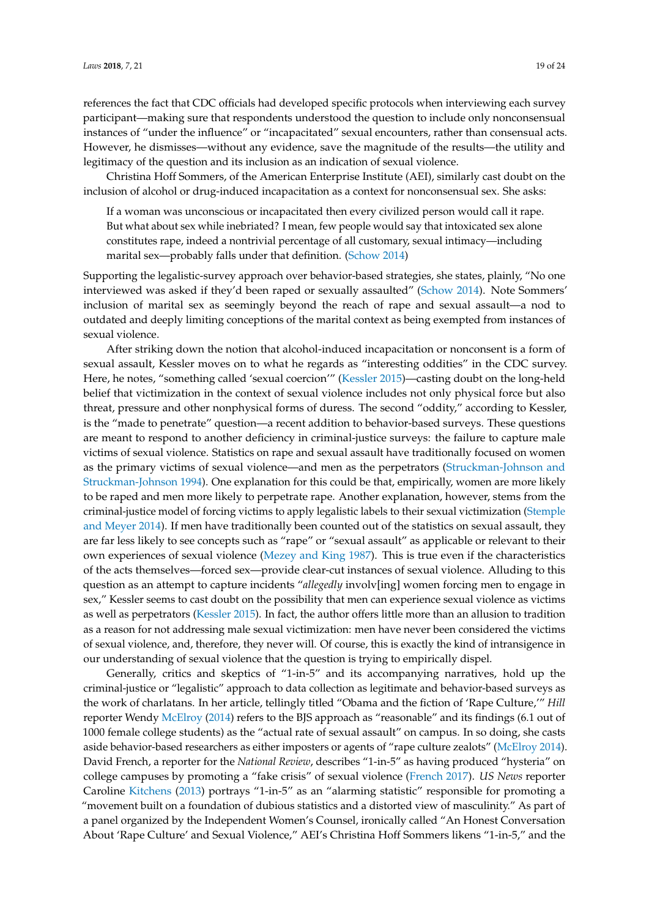references the fact that CDC officials had developed specific protocols when interviewing each survey participant—making sure that respondents understood the question to include only nonconsensual instances of "under the influence" or "incapacitated" sexual encounters, rather than consensual acts. However, he dismisses—without any evidence, save the magnitude of the results—the utility and legitimacy of the question and its inclusion as an indication of sexual violence.

Christina Hoff Sommers, of the American Enterprise Institute (AEI), similarly cast doubt on the inclusion of alcohol or drug-induced incapacitation as a context for nonconsensual sex. She asks:

> If a woman was unconscious or incapacitated then every civilized person would call it rape. But what about sex while inebriated? I mean, few people would say that intoxicated sex alone constitutes rape, indeed a nontrivial percentage of all customary, sexual intimacy—including marital sex—probably falls under that definition. (Schow 2014)

Supporting the legalistic-survey approach over behavior-based strategies, she states, plainly, "No one interviewed was asked if they'd been raped or sexually assaulted" (Schow 2014). Note Sommers' inclusion of marital sex as seemingly beyond the reach of rape and sexual assault—a nod to outdated and deeply limiting conceptions of the marital context as being exempted from instances of sexual violence.

After striking down the notion that alcohol-induced incapacitation or nonconsent is a form of sexual assault, Kessler moves on to what he regards as "interesting oddities" in the CDC survey. Here, he notes, "something called 'sexual coercion'" (Kessler 2015)—casting doubt on the long-held belief that victimization in the context of sexual violence includes not only physical force but also threat, pressure and other nonphysical forms of duress. The second "oddity," according to Kessler, is the "made to penetrate" question—a recent addition to behavior-based surveys. These questions are meant to respond to another deficiency in criminal-justice surveys: the failure to capture male victims of sexual violence. Statistics on rape and sexual assault have traditionally focused on women as the primary victims of sexual violence—and men as the perpetrators (Struckman-Johnson and Struckman-Johnson 1994). One explanation for this could be that, empirically, women are more likely to be raped and men more likely to perpetrate rape. Another explanation, however, stems from the criminal-justice model of forcing victims to apply legalistic labels to their sexual victimization (Stemple and Meyer 2014). If men have traditionally been counted out of the statistics on sexual assault, they are far less likely to see concepts such as "rape" or "sexual assault" as applicable or relevant to their own experiences of sexual violence (Mezey and King 1987). This is true even if the characteristics of the acts themselves—forced sex—provide clear-cut instances of sexual violence. Alluding to this question as an attempt to capture incidents "*allegedly* involv[ing] women forcing men to engage in sex," Kessler seems to cast doubt on the possibility that men can experience sexual violence as victims as well as perpetrators (Kessler 2015). In fact, the author offers little more than an allusion to tradition as a reason for not addressing male sexual victimization: men have never been considered the victims of sexual violence, and, therefore, they never will. Of course, this is exactly the kind of intransigence in our understanding of sexual violence that the question is trying to empirically dispel.

Generally, critics and skeptics of "1-in-5" and its accompanying narratives, hold up the criminal-justice or "legalistic" approach to data collection as legitimate and behavior-based surveys as the work of charlatans. In her article, tellingly titled "Obama and the fiction of 'Rape Culture,'" *Hill* reporter Wendy McElroy (2014) refers to the BJS approach as "reasonable" and its findings (6.1 out of 1000 female college students) as the "actual rate of sexual assault" on campus. In so doing, she casts aside behavior-based researchers as either imposters or agents of "rape culture zealots" (McElroy 2014). David French, a reporter for the *National Review*, describes "1-in-5" as having produced "hysteria" on college campuses by promoting a "fake crisis" of sexual violence (French 2017). *US News* reporter Caroline Kitchens (2013) portrays "1-in-5" as an "alarming statistic" responsible for promoting a "movement built on a foundation of dubious statistics and a distorted view of masculinity." As part of a panel organized by the Independent Women's Counsel, ironically called "An Honest Conversation About 'Rape Culture' and Sexual Violence," AEI's Christina Hoff Sommers likens "1-in-5," and the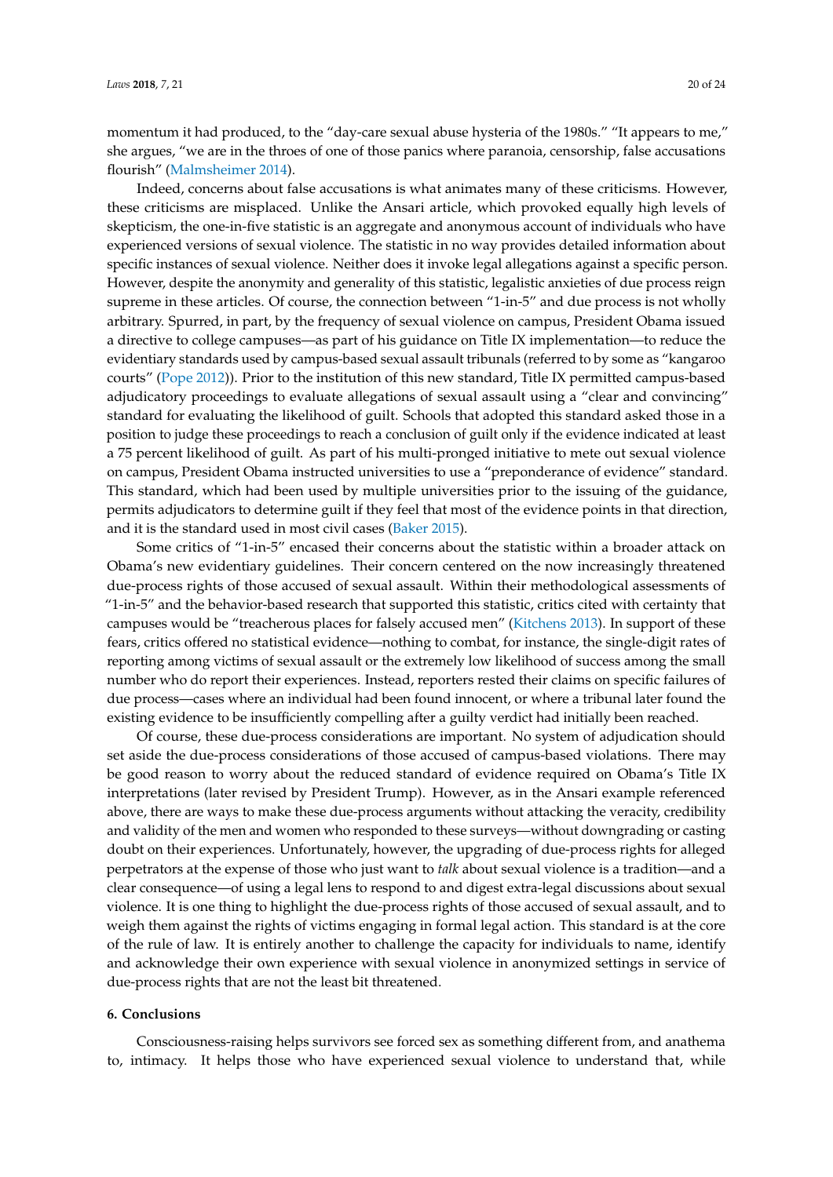momentum it had produced, to the "day-care sexual abuse hysteria of the 1980s." "It appears to me," she argues, "we are in the throes of one of those panics where paranoia, censorship, false accusations flourish" (Malmsheimer 2014).

Indeed, concerns about false accusations is what animates many of these criticisms. However, these criticisms are misplaced. Unlike the Ansari article, which provoked equally high levels of skepticism, the one-in-five statistic is an aggregate and anonymous account of individuals who have experienced versions of sexual violence. The statistic in no way provides detailed information about specific instances of sexual violence. Neither does it invoke legal allegations against a specific person. However, despite the anonymity and generality of this statistic, legalistic anxieties of due process reign supreme in these articles. Of course, the connection between "1-in-5" and due process is not wholly arbitrary. Spurred, in part, by the frequency of sexual violence on campus, President Obama issued a directive to college campuses—as part of his guidance on Title IX implementation—to reduce the evidentiary standards used by campus-based sexual assault tribunals (referred to by some as "kangaroo courts" (Pope 2012)). Prior to the institution of this new standard, Title IX permitted campus-based adjudicatory proceedings to evaluate allegations of sexual assault using a "clear and convincing" standard for evaluating the likelihood of guilt. Schools that adopted this standard asked those in a position to judge these proceedings to reach a conclusion of guilt only if the evidence indicated at least a 75 percent likelihood of guilt. As part of his multi-pronged initiative to mete out sexual violence on campus, President Obama instructed universities to use a "preponderance of evidence" standard. This standard, which had been used by multiple universities prior to the issuing of the guidance, permits adjudicators to determine guilt if they feel that most of the evidence points in that direction, and it is the standard used in most civil cases (Baker 2015).

Some critics of "1-in-5" encased their concerns about the statistic within a broader attack on Obama's new evidentiary guidelines. Their concern centered on the now increasingly threatened due-process rights of those accused of sexual assault. Within their methodological assessments of "1-in-5" and the behavior-based research that supported this statistic, critics cited with certainty that campuses would be "treacherous places for falsely accused men" (Kitchens 2013). In support of these fears, critics offered no statistical evidence—nothing to combat, for instance, the single-digit rates of reporting among victims of sexual assault or the extremely low likelihood of success among the small number who do report their experiences. Instead, reporters rested their claims on specific failures of due process—cases where an individual had been found innocent, or where a tribunal later found the existing evidence to be insufficiently compelling after a guilty verdict had initially been reached.

Of course, these due-process considerations are important. No system of adjudication should set aside the due-process considerations of those accused of campus-based violations. There may be good reason to worry about the reduced standard of evidence required on Obama's Title IX interpretations (later revised by President Trump). However, as in the Ansari example referenced above, there are ways to make these due-process arguments without attacking the veracity, credibility and validity of the men and women who responded to these surveys—without downgrading or casting doubt on their experiences. Unfortunately, however, the upgrading of due-process rights for alleged perpetrators at the expense of those who just want to *talk* about sexual violence is a tradition—and a clear consequence—of using a legal lens to respond to and digest extra-legal discussions about sexual violence. It is one thing to highlight the due-process rights of those accused of sexual assault, and to weigh them against the rights of victims engaging in formal legal action. This standard is at the core of the rule of law. It is entirely another to challenge the capacity for individuals to name, identify and acknowledge their own experience with sexual violence in anonymized settings in service of due-process rights that are not the least bit threatened.

## 6. Conclusions

Consciousness-raising helps survivors see forced sex as something different from, and anathema to, intimacy. It helps those who have experienced sexual violence to understand that, while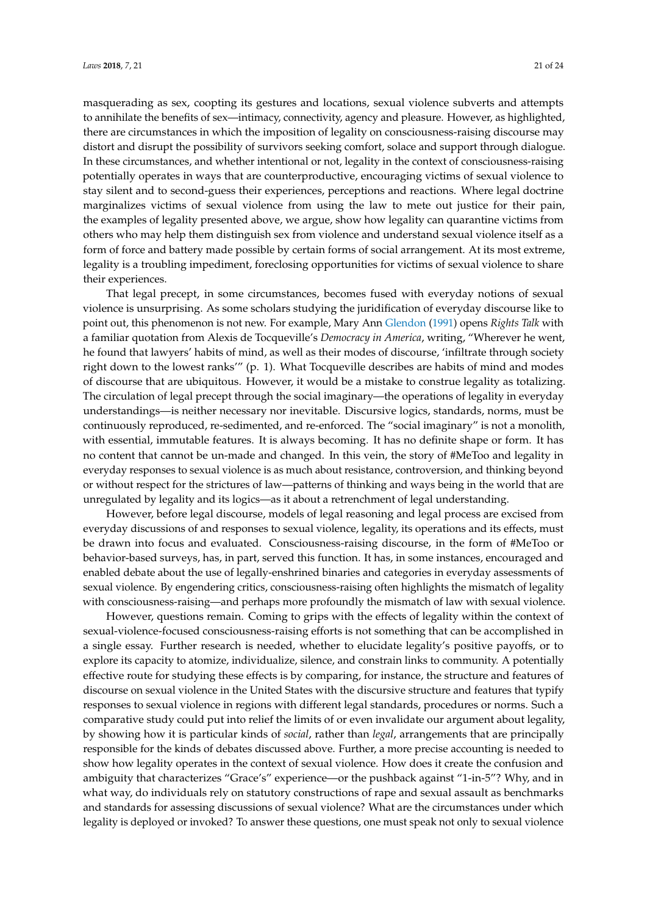masquerading as sex, coopting its gestures and locations, sexual violence subverts and attempts to annihilate the benefits of sex—intimacy, connectivity, agency and pleasure. However, as highlighted, there are circumstances in which the imposition of legality on consciousness-raising discourse may distort and disrupt the possibility of survivors seeking comfort, solace and support through dialogue. In these circumstances, and whether intentional or not, legality in the context of consciousness-raising potentially operates in ways that are counterproductive, encouraging victims of sexual violence to stay silent and to second-guess their experiences, perceptions and reactions. Where legal doctrine marginalizes victims of sexual violence from using the law to mete out justice for their pain, the examples of legality presented above, we argue, show how legality can quarantine victims from others who may help them distinguish sex from violence and understand sexual violence itself as a form of force and battery made possible by certain forms of social arrangement. At its most extreme, legality is a troubling impediment, foreclosing opportunities for victims of sexual violence to share their experiences.

That legal precept, in some circumstances, becomes fused with everyday notions of sexual violence is unsurprising. As some scholars studying the juridification of everyday discourse like to point out, this phenomenon is not new. For example, Mary Ann Glendon (1991) opens *Rights Talk* with a familiar quotation from Alexis de Tocqueville's *Democracy in America*, writing, "Wherever he went, he found that lawyers' habits of mind, as well as their modes of discourse, 'infiltrate through society right down to the lowest ranks'" (p. 1). What Tocqueville describes are habits of mind and modes of discourse that are ubiquitous. However, it would be a mistake to construe legality as totalizing. The circulation of legal precept through the social imaginary—the operations of legality in everyday understandings—is neither necessary nor inevitable. Discursive logics, standards, norms, must be continuously reproduced, re-sedimented, and re-enforced. The "social imaginary" is not a monolith, with essential, immutable features. It is always becoming. It has no definite shape or form. It has no content that cannot be un-made and changed. In this vein, the story of #MeToo and legality in everyday responses to sexual violence is as much about resistance, controversion, and thinking beyond or without respect for the strictures of law—patterns of thinking and ways being in the world that are unregulated by legality and its logics—as it about a retrenchment of legal understanding.

However, before legal discourse, models of legal reasoning and legal process are excised from everyday discussions of and responses to sexual violence, legality, its operations and its effects, must be drawn into focus and evaluated. Consciousness-raising discourse, in the form of #MeToo or behavior-based surveys, has, in part, served this function. It has, in some instances, encouraged and enabled debate about the use of legally-enshrined binaries and categories in everyday assessments of sexual violence. By engendering critics, consciousness-raising often highlights the mismatch of legality with consciousness-raising—and perhaps more profoundly the mismatch of law with sexual violence.

However, questions remain. Coming to grips with the effects of legality within the context of sexual-violence-focused consciousness-raising efforts is not something that can be accomplished in a single essay. Further research is needed, whether to elucidate legality's positive payoffs, or to explore its capacity to atomize, individualize, silence, and constrain links to community. A potentially effective route for studying these effects is by comparing, for instance, the structure and features of discourse on sexual violence in the United States with the discursive structure and features that typify responses to sexual violence in regions with different legal standards, procedures or norms. Such a comparative study could put into relief the limits of or even invalidate our argument about legality, by showing how it is particular kinds of *social*, rather than *legal*, arrangements that are principally responsible for the kinds of debates discussed above. Further, a more precise accounting is needed to show how legality operates in the context of sexual violence. How does it create the confusion and ambiguity that characterizes "Grace's" experience—or the pushback against "1-in-5"? Why, and in what way, do individuals rely on statutory constructions of rape and sexual assault as benchmarks and standards for assessing discussions of sexual violence? What are the circumstances under which legality is deployed or invoked? To answer these questions, one must speak not only to sexual violence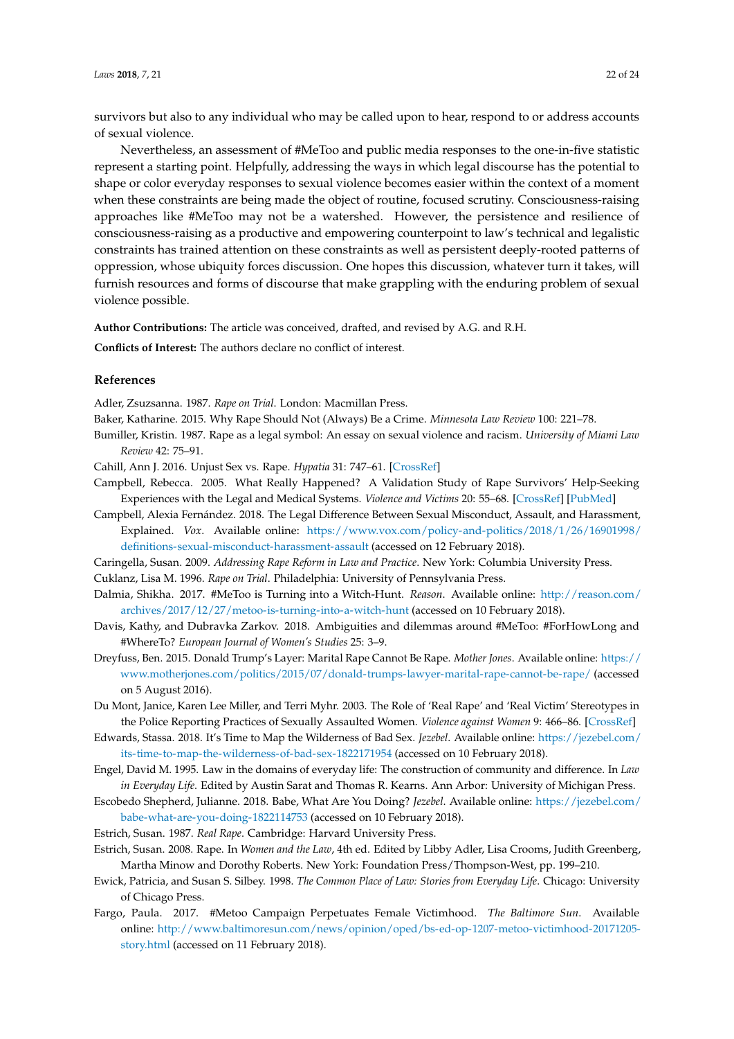survivors but also to any individual who may be called upon to hear, respond to or address accounts of sexual violence.

Nevertheless, an assessment of #MeToo and public media responses to the one-in-five statistic represent a starting point. Helpfully, addressing the ways in which legal discourse has the potential to shape or color everyday responses to sexual violence becomes easier within the context of a moment when these constraints are being made the object of routine, focused scrutiny. Consciousness-raising approaches like #MeToo may not be a watershed. However, the persistence and resilience of consciousness-raising as a productive and empowering counterpoint to law's technical and legalistic constraints has trained attention on these constraints as well as persistent deeply-rooted patterns of oppression, whose ubiquity forces discussion. One hopes this discussion, whatever turn it takes, will furnish resources and forms of discourse that make grappling with the enduring problem of sexual violence possible.

**Author Contributions:** The article was conceived, drafted, and revised by A.G. and R.H.

**Conflicts of Interest:** The authors declare no conflict of interest.

## References

Adler, Zsuzsanna. 1987. *Rape on Trial*. London: Macmillan Press.

Baker, Katharine. 2015. Why Rape Should Not (Always) Be a Crime. *Minnesota Law Review* 100: 221–78.

Bumiller, Kristin. 1987. Rape as a legal symbol: An essay on sexual violence and racism. *University of Miami Law Review* 42: 75–91.

Cahill, Ann J. 2016. Unjust Sex vs. Rape. *Hypatia* 31: 747–61. [CrossRef]

Campbell, Rebecca. 2005. What Really Happened? A Validation Study of Rape Survivors' Help-Seeking Experiences with the Legal and Medical Systems. *Violence and Victims* 20: 55–68. [CrossRef] [PubMed]

Campbell, Alexia Fernández. 2018. The Legal Difference Between Sexual Misconduct, Assault, and Harassment, Explained. *Vox*. Available online: https://www.vox.com/policy-and-politics/2018/1/26/16901998/definitions-sexual-misconduct-harassment-assault (accessed on 12 February 2018).

Caringella, Susan. 2009. *Addressing Rape Reform in Law and Practice*. New York: Columbia University Press.

Cuklanz, Lisa M. 1996. *Rape on Trial*. Philadelphia: University of Pennsylvania Press.

Dalmia, Shikha. 2017. #MeToo is Turning into a Witch-Hunt. *Reason*. Available online: http://reason.com/archives/2017/12/27/metoo-is-turning-into-a-witch-hunt (accessed on 10 February 2018).

Davis, Kathy, and Dubravka Zarkov. 2018. Ambiguities and dilemmas around #MeToo: #ForHowLong and #WhereTo? *European Journal of Women's Studies* 25: 3–9.

Dreyfuss, Ben. 2015. Donald Trump's Layer: Marital Rape Cannot Be Rape. *Mother Jones*. Available online: https://www.motherjones.com/politics/2015/07/donald-trumps-lawyer-marital-rape-cannot-be-rape/ (accessed on 5 August 2016).

Du Mont, Janice, Karen Lee Miller, and Terri Myhr. 2003. The Role of 'Real Rape' and 'Real Victim' Stereotypes in the Police Reporting Practices of Sexually Assaulted Women. *Violence against Women* 9: 466–86. [CrossRef]

Edwards, Stassa. 2018. It's Time to Map the Wilderness of Bad Sex. *Jezebel*. Available online: https://jezebel.com/its-time-to-map-the-wilderness-of-bad-sex-1822171954 (accessed on 10 February 2018).

Engel, David M. 1995. Law in the domains of everyday life: The construction of community and difference. In *Law in Everyday Life*. Edited by Austin Sarat and Thomas R. Kearns. Ann Arbor: University of Michigan Press.

Escobedo Shepherd, Julianne. 2018. Babe, What Are You Doing? *Jezebel*. Available online: https://jezebel.com/babe-what-are-you-doing-1822114753 (accessed on 10 February 2018).

Estrich, Susan. 1987. *Real Rape*. Cambridge: Harvard University Press.

Estrich, Susan. 2008. Rape. In *Women and the Law*, 4th ed. Edited by Libby Adler, Lisa Crooms, Judith Greenberg, Martha Minow and Dorothy Roberts. New York: Foundation Press/Thompson-West, pp. 199–210.

Ewick, Patricia, and Susan S. Silbey. 1998. *The Common Place of Law: Stories from Everyday Life*. Chicago: University of Chicago Press.

Fargo, Paula. 2017. #Metoo Campaign Perpetuates Female Victimhood. *The Baltimore Sun*. Available online: http://www.baltimoresun.com/news/opinion/oped/bs-ed-op-1207-metoo-victimhood-20171205-story.html (accessed on 11 February 2018).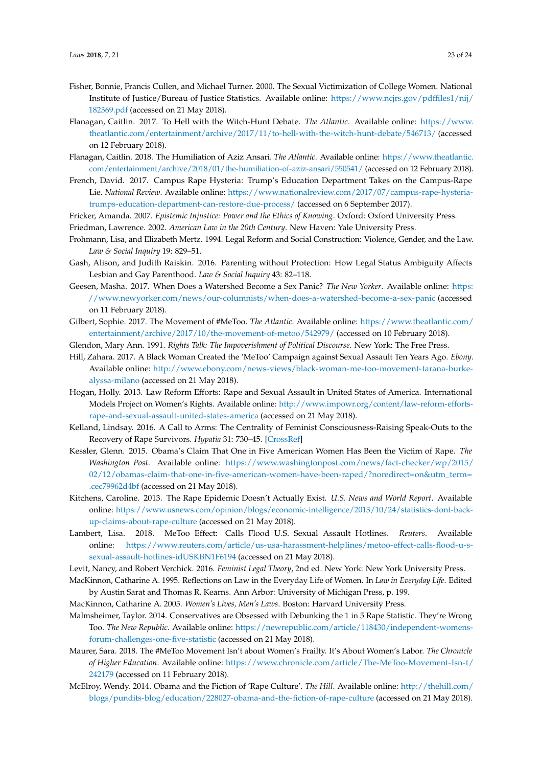Fisher, Bonnie, Francis Cullen, and Michael Turner. 2000. The Sexual Victimization of College Women. National Institute of Justice/Bureau of Justice Statistics. Available online: https://www.ncjrs.gov/pdffiles1/nij/182369.pdf (accessed on 21 May 2018).

Flanagan, Caitlin. 2017. To Hell with the Witch-Hunt Debate. *The Atlantic*. Available online: https://www.theatlantic.com/entertainment/archive/2017/11/to-hell-with-the-witch-hunt-debate/546713/ (accessed on 12 February 2018).

Flanagan, Caitlin. 2018. The Humiliation of Aziz Ansari. *The Atlantic*. Available online: https://www.theatlantic.com/entertainment/archive/2018/01/the-humiliation-of-aziz-ansari/550541/ (accessed on 12 February 2018).

French, David. 2017. Campus Rape Hysteria: Trump's Education Department Takes on the Campus-Rape Lie. *National Review*. Available online: https://www.nationalreview.com/2017/07/campus-rape-hysteria-trumps-education-department-can-restore-due-process/ (accessed on 6 September 2017).

Fricker, Amanda. 2007. *Epistemic Injustice: Power and the Ethics of Knowing*. Oxford: Oxford University Press.

Friedman, Lawrence. 2002. *American Law in the 20th Century*. New Haven: Yale University Press.

Frohmann, Lisa, and Elizabeth Mertz. 1994. Legal Reform and Social Construction: Violence, Gender, and the Law. *Law & Social Inquiry* 19: 829–51.

Gash, Alison, and Judith Raiskin. 2016. Parenting without Protection: How Legal Status Ambiguity Affects Lesbian and Gay Parenthood. *Law & Social Inquiry* 43: 82–118.

Geesen, Masha. 2017. When Does a Watershed Become a Sex Panic? *The New Yorker*. Available online: https://www.newyorker.com/news/our-columnists/when-does-a-watershed-become-a-sex-panic (accessed on 11 February 2018).

Gilbert, Sophie. 2017. The Movement of #MeToo. *The Atlantic*. Available online: https://www.theatlantic.com/entertainment/archive/2017/10/the-movement-of-metoo/542979/ (accessed on 10 February 2018).

Glendon, Mary Ann. 1991. *Rights Talk: The Impoverishment of Political Discourse*. New York: The Free Press.

Hill, Zahara. 2017. A Black Woman Created the 'MeToo' Campaign against Sexual Assault Ten Years Ago. *Ebony*. Available online: http://www.ebony.com/news-views/black-woman-me-too-movement-tarana-burke-alyssa-milano (accessed on 21 May 2018).

Hogan, Holly. 2013. Law Reform Efforts: Rape and Sexual Assault in United States of America. International Models Project on Women's Rights. Available online: http://www.impowr.org/content/law-reform-efforts-rape-and-sexual-assault-united-states-america (accessed on 21 May 2018).

Kelland, Lindsay. 2016. A Call to Arms: The Centrality of Feminist Consciousness-Raising Speak-Outs to the Recovery of Rape Survivors. *Hypatia* 31: 730–45. [CrossRef]

Kessler, Glenn. 2015. Obama's Claim That One in Five American Women Has Been the Victim of Rape. *The Washington Post*. Available online: https://www.washingtonpost.com/news/fact-checker/wp/2015/02/12/obamas-claim-that-one-in-five-american-women-have-been-raped/?noredirect=on&utm_term=.cec79962d4bf (accessed on 21 May 2018).

Kitchens, Caroline. 2013. The Rape Epidemic Doesn't Actually Exist. *U.S. News and World Report*. Available online: https://www.usnews.com/opinion/blogs/economic-intelligence/2013/10/24/statistics-dont-back-up-claims-about-rape-culture (accessed on 21 May 2018).

Lambert, Lisa. 2018. MeToo Effect: Calls Flood U.S. Sexual Assault Hotlines. *Reuters*. Available online: https://www.reuters.com/article/us-usa-harassment-helplines/metoo-effect-calls-flood-u-s-sexual-assault-hotlines-idUSKBN1F6194 (accessed on 21 May 2018).

Levit, Nancy, and Robert Verchick. 2016. *Feminist Legal Theory*, 2nd ed. New York: New York University Press.

MacKinnon, Catharine A. 1995. Reflections on Law in the Everyday Life of Women. In *Law in Everyday Life*. Edited by Austin Sarat and Thomas R. Kearns. Ann Arbor: University of Michigan Press, p. 199.

MacKinnon, Catharine A. 2005. *Women's Lives, Men's Laws*. Boston: Harvard University Press.

Malmsheimer, Taylor. 2014. Conservatives are Obsessed with Debunking the 1 in 5 Rape Statistic. They're Wrong Too. *The New Republic*. Available online: https://newrepublic.com/article/118430/independent-womens-forum-challenges-one-five-statistic (accessed on 21 May 2018).

Maurer, Sara. 2018. The #MeToo Movement Isn't about Women's Frailty. It's About Women's Labor. *The Chronicle of Higher Education*. Available online: https://www.chronicle.com/article/The-MeToo-Movement-Isn-t/242179 (accessed on 11 February 2018).

McElroy, Wendy. 2014. Obama and the Fiction of 'Rape Culture'. *The Hill*. Available online: http://thehill.com/blogs/pundits-blog/education/228027-obama-and-the-fiction-of-rape-culture (accessed on 21 May 2018).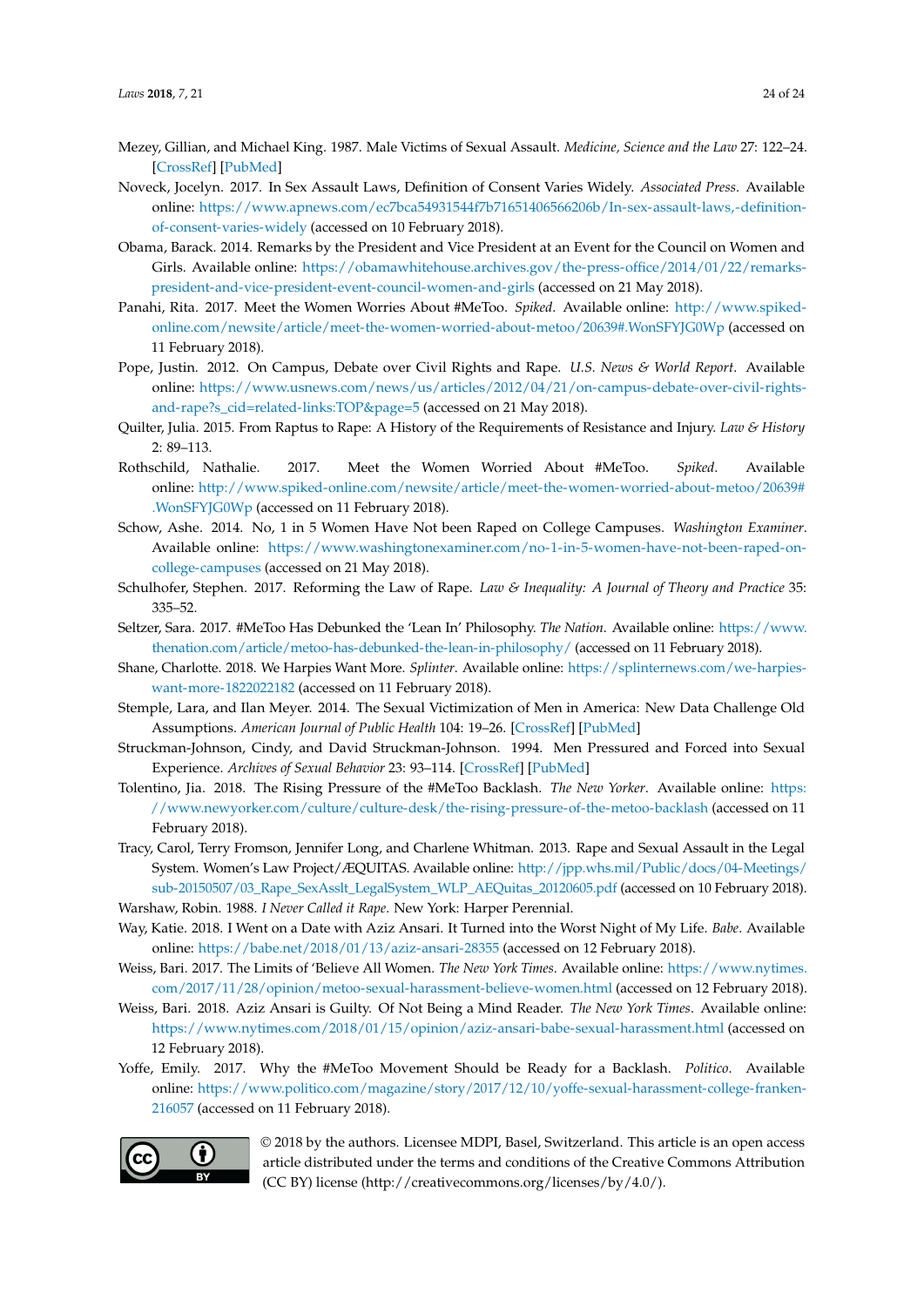Mezey, Gillian, and Michael King. 1987. Male Victims of Sexual Assault. *Medicine, Science and the Law* 27: 122–24. [CrossRef] [PubMed]

Noveck, Jocelyn. 2017. In Sex Assault Laws, Definition of Consent Varies Widely. *Associated Press*. Available online: https://www.apnews.com/ec7bca54931544f7b71651406566206b/In-sex-assault-laws,-definition-of-consent-varies-widely (accessed on 10 February 2018).

Obama, Barack. 2014. Remarks by the President and Vice President at an Event for the Council on Women and Girls. Available online: https://obamawhitehouse.archives.gov/the-press-office/2014/01/22/remarks-president-and-vice-president-event-council-women-and-girls (accessed on 21 May 2018).

Panahi, Rita. 2017. Meet the Women Worries About #MeToo. *Spiked*. Available online: http://www.spiked-online.com/newsite/article/meet-the-women-worried-about-metoo/20639#.WonSFYJG0Wp (accessed on 11 February 2018).

Pope, Justin. 2012. On Campus, Debate over Civil Rights and Rape. *U.S. News & World Report*. Available online: https://www.usnews.com/news/us/articles/2012/04/21/on-campus-debate-over-civil-rights-and-rape?s_cid=related-links:TOP&page=5 (accessed on 21 May 2018).

Quilter, Julia. 2015. From Raptus to Rape: A History of the Requirements of Resistance and Injury. *Law & History* 2: 89–113.

Rothschild, Nathalie. 2017. Meet the Women Worried About #MeToo. *Spiked*. Available online: http://www.spiked-online.com/newsite/article/meet-the-women-worried-about-metoo/20639#.WonSFYJG0Wp (accessed on 11 February 2018).

Schow, Ashe. 2014. No, 1 in 5 Women Have Not been Raped on College Campuses. *Washington Examiner*. Available online: https://www.washingtonexaminer.com/no-1-in-5-women-have-not-been-raped-on-college-campuses (accessed on 21 May 2018).

Schulhofer, Stephen. 2017. Reforming the Law of Rape. *Law & Inequality: A Journal of Theory and Practice* 35: 335–52.

Seltzer, Sara. 2017. #MeToo Has Debunked the 'Lean In' Philosophy. *The Nation*. Available online: https://www.thenation.com/article/metoo-has-debunked-the-lean-in-philosophy/ (accessed on 11 February 2018).

Shane, Charlotte. 2018. We Harpies Want More. *Splinter*. Available online: https://splinternews.com/we-harpies-want-more-1822022182 (accessed on 11 February 2018).

Stemple, Lara, and Ilan Meyer. 2014. The Sexual Victimization of Men in America: New Data Challenge Old Assumptions. *American Journal of Public Health* 104: 19–26. [CrossRef] [PubMed]

Struckman-Johnson, Cindy, and David Struckman-Johnson. 1994. Men Pressured and Forced into Sexual Experience. *Archives of Sexual Behavior* 23: 93–114. [CrossRef] [PubMed]

Tolentino, Jia. 2018. The Rising Pressure of the #MeToo Backlash. *The New Yorker*. Available online: https://www.newyorker.com/culture/culture-desk/the-rising-pressure-of-the-metoo-backlash (accessed on 11 February 2018).

Tracy, Carol, Terry Fromson, Jennifer Long, and Charlene Whitman. 2013. Rape and Sexual Assault in the Legal System. Women's Law Project/ÆQUITAS. Available online: http://jpp.whs.mil/Public/docs/04-Meetings/sub-20150507/03_Rape_SexAsslt_LegalSystem_WLP_AEQuitas_20120605.pdf (accessed on 10 February 2018).

Warshaw, Robin. 1988. *I Never Called it Rape*. New York: Harper Perennial.

Way, Katie. 2018. I Went on a Date with Aziz Ansari. It Turned into the Worst Night of My Life. *Babe*. Available online: https://babe.net/2018/01/13/aziz-ansari-28355 (accessed on 12 February 2018).

Weiss, Bari. 2017. The Limits of 'Believe All Women. *The New York Times*. Available online: https://www.nytimes.com/2017/11/28/opinion/metoo-sexual-harassment-believe-women.html (accessed on 12 February 2018).

Weiss, Bari. 2018. Aziz Ansari is Guilty. Of Not Being a Mind Reader. *The New York Times*. Available online: https://www.nytimes.com/2018/01/15/opinion/aziz-ansari-babe-sexual-harassment.html (accessed on 12 February 2018).

Yoffe, Emily. 2017. Why the #MeToo Movement Should be Ready for a Backlash. *Politico*. Available online: https://www.politico.com/magazine/story/2017/12/10/yoffe-sexual-harassment-college-franken-216057 (accessed on 11 February 2018).

© 2018 by the authors. Licensee MDPI, Basel, Switzerland. This article is an open access article distributed under the terms and conditions of the Creative Commons Attribution (CC BY) license (http://creativecommons.org/licenses/by/4.0/).